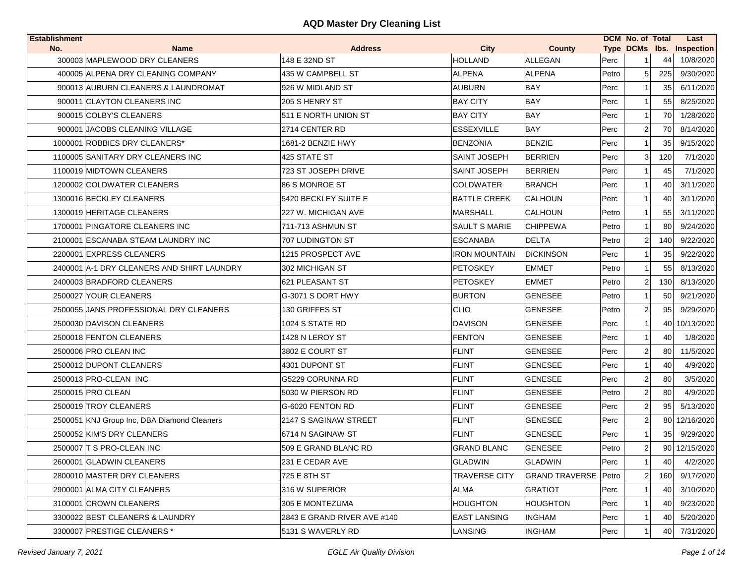# AQD Master Dry Cleaning List

| Establishment No. | Name | Address | City | County | DCM Type | No. of DCMs | Total lbs. | Last Inspection |
|---|---|---|---|---|---|---|---|---|
| 300003 | MAPLEWOOD DRY CLEANERS | 148 E 32ND ST | HOLLAND | ALLEGAN | Perc | 1 | 44 | 10/8/2020 |
| 400005 | ALPENA DRY CLEANING COMPANY | 435 W CAMPBELL ST | ALPENA | ALPENA | Petro | 5 | 225 | 9/30/2020 |
| 900013 | AUBURN CLEANERS & LAUNDROMAT | 926 W MIDLAND ST | AUBURN | BAY | Perc | 1 | 35 | 6/11/2020 |
| 900011 | CLAYTON CLEANERS INC | 205 S HENRY ST | BAY CITY | BAY | Perc | 1 | 55 | 8/25/2020 |
| 900015 | COLBY'S CLEANERS | 511 E NORTH UNION ST | BAY CITY | BAY | Perc | 1 | 70 | 1/28/2020 |
| 900001 | JACOBS CLEANING VILLAGE | 2714 CENTER RD | ESSEXVILLE | BAY | Perc | 2 | 70 | 8/14/2020 |
| 1000001 | ROBBIES DRY CLEANERS* | 1681-2 BENZIE HWY | BENZONIA | BENZIE | Perc | 1 | 35 | 9/15/2020 |
| 1100005 | SANITARY DRY CLEANERS INC | 425 STATE ST | SAINT JOSEPH | BERRIEN | Perc | 3 | 120 | 7/1/2020 |
| 1100019 | MIDTOWN CLEANERS | 723 ST JOSEPH DRIVE | SAINT JOSEPH | BERRIEN | Perc | 1 | 45 | 7/1/2020 |
| 1200002 | COLDWATER CLEANERS | 86 S MONROE ST | COLDWATER | BRANCH | Perc | 1 | 40 | 3/11/2020 |
| 1300016 | BECKLEY CLEANERS | 5420 BECKLEY SUITE E | BATTLE CREEK | CALHOUN | Perc | 1 | 40 | 3/11/2020 |
| 1300019 | HERITAGE CLEANERS | 227 W. MICHIGAN AVE | MARSHALL | CALHOUN | Petro | 1 | 55 | 3/11/2020 |
| 1700001 | PINGATORE CLEANERS INC | 711-713 ASHMUN ST | SAULT S MARIE | CHIPPEWA | Petro | 1 | 80 | 9/24/2020 |
| 2100001 | ESCANABA STEAM LAUNDRY INC | 707 LUDINGTON ST | ESCANABA | DELTA | Petro | 2 | 140 | 9/22/2020 |
| 2200001 | EXPRESS CLEANERS | 1215 PROSPECT AVE | IRON MOUNTAIN | DICKINSON | Perc | 1 | 35 | 9/22/2020 |
| 2400001 | A-1 DRY CLEANERS AND SHIRT LAUNDRY | 302 MICHIGAN ST | PETOSKEY | EMMET | Petro | 1 | 55 | 8/13/2020 |
| 2400003 | BRADFORD CLEANERS | 621 PLEASANT ST | PETOSKEY | EMMET | Petro | 2 | 130 | 8/13/2020 |
| 2500027 | YOUR CLEANERS | G-3071 S DORT HWY | BURTON | GENESEE | Petro | 1 | 50 | 9/21/2020 |
| 2500055 | JANS PROFESSIONAL DRY CLEANERS | 130 GRIFFES ST | CLIO | GENESEE | Petro | 2 | 95 | 9/29/2020 |
| 2500030 | DAVISON CLEANERS | 1024 S STATE RD | DAVISON | GENESEE | Perc | 1 | 40 | 10/13/2020 |
| 2500018 | FENTON CLEANERS | 1428 N LEROY ST | FENTON | GENESEE | Perc | 1 | 40 | 1/8/2020 |
| 2500006 | PRO CLEAN INC | 3802 E COURT ST | FLINT | GENESEE | Perc | 2 | 80 | 11/5/2020 |
| 2500012 | DUPONT CLEANERS | 4301 DUPONT ST | FLINT | GENESEE | Perc | 1 | 40 | 4/9/2020 |
| 2500013 | PRO-CLEAN INC | G5229 CORUNNA RD | FLINT | GENESEE | Perc | 2 | 80 | 3/5/2020 |
| 2500015 | PRO CLEAN | 5030 W PIERSON RD | FLINT | GENESEE | Petro | 2 | 80 | 4/9/2020 |
| 2500019 | TROY CLEANERS | G-6020 FENTON RD | FLINT | GENESEE | Perc | 2 | 95 | 5/13/2020 |
| 2500051 | KNJ Group Inc, DBA Diamond Cleaners | 2147 S SAGINAW STREET | FLINT | GENESEE | Perc | 2 | 80 | 12/16/2020 |
| 2500052 | KIM'S DRY CLEANERS | 6714 N SAGINAW ST | FLINT | GENESEE | Perc | 1 | 35 | 9/29/2020 |
| 2500007 | T S PRO-CLEAN INC | 509 E GRAND BLANC RD | GRAND BLANC | GENESEE | Petro | 2 | 90 | 12/15/2020 |
| 2600001 | GLADWIN CLEANERS | 231 E CEDAR AVE | GLADWIN | GLADWIN | Perc | 1 | 40 | 4/2/2020 |
| 2800010 | MASTER DRY CLEANERS | 725 E 8TH ST | TRAVERSE CITY | GRAND TRAVERSE | Petro | 2 | 160 | 9/17/2020 |
| 2900001 | ALMA CITY CLEANERS | 316 W SUPERIOR | ALMA | GRATIOT | Perc | 1 | 40 | 3/10/2020 |
| 3100001 | CROWN CLEANERS | 305 E MONTEZUMA | HOUGHTON | HOUGHTON | Perc | 1 | 40 | 9/23/2020 |
| 3300022 | BEST CLEANERS & LAUNDRY | 2843 E GRAND RIVER AVE #140 | EAST LANSING | INGHAM | Perc | 1 | 40 | 5/20/2020 |
| 3300007 | PRESTIGE CLEANERS * | 5131 S WAVERLY RD | LANSING | INGHAM | Perc | 1 | 40 | 7/31/2020 |

*Revised January 7, 2021* — *EGLE Air Quality Division*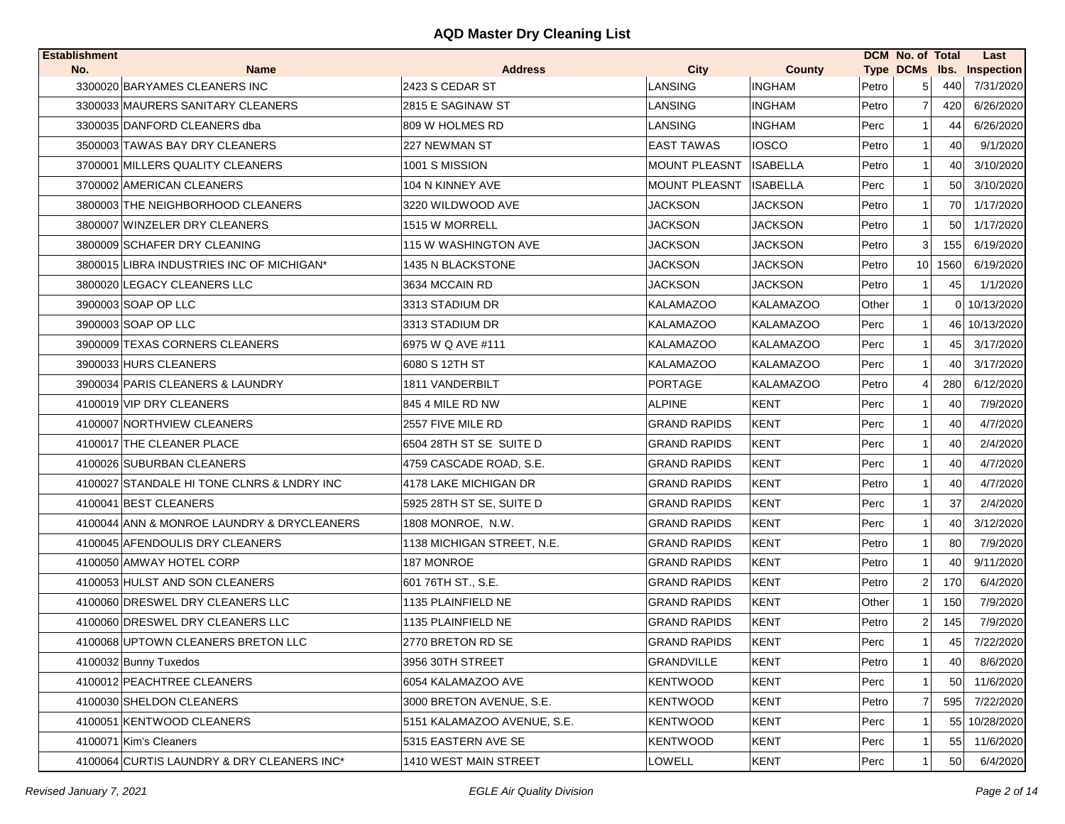## AQD Master Dry Cleaning List

| Establishment No. | Name | Address | City | County | DCM Type | No. of DCMs | Total lbs. | Last Inspection |
|---|---|---|---|---|---|---|---|---|
| 3300020 | BARYAMES CLEANERS INC | 2423 S CEDAR ST | LANSING | INGHAM | Petro | 5 | 440 | 7/31/2020 |
| 3300033 | MAURERS SANITARY CLEANERS | 2815 E SAGINAW ST | LANSING | INGHAM | Petro | 7 | 420 | 6/26/2020 |
| 3300035 | DANFORD CLEANERS dba | 809 W HOLMES RD | LANSING | INGHAM | Perc | 1 | 44 | 6/26/2020 |
| 3500003 | TAWAS BAY DRY CLEANERS | 227 NEWMAN ST | EAST TAWAS | IOSCO | Petro | 1 | 40 | 9/1/2020 |
| 3700001 | MILLERS QUALITY CLEANERS | 1001 S MISSION | MOUNT PLEASNT | ISABELLA | Petro | 1 | 40 | 3/10/2020 |
| 3700002 | AMERICAN CLEANERS | 104 N KINNEY AVE | MOUNT PLEASNT | ISABELLA | Perc | 1 | 50 | 3/10/2020 |
| 3800003 | THE NEIGHBORHOOD CLEANERS | 3220 WILDWOOD AVE | JACKSON | JACKSON | Petro | 1 | 70 | 1/17/2020 |
| 3800007 | WINZELER DRY CLEANERS | 1515 W MORRELL | JACKSON | JACKSON | Petro | 1 | 50 | 1/17/2020 |
| 3800009 | SCHAFER DRY CLEANING | 115 W WASHINGTON AVE | JACKSON | JACKSON | Petro | 3 | 155 | 6/19/2020 |
| 3800015 | LIBRA INDUSTRIES INC OF MICHIGAN* | 1435 N BLACKSTONE | JACKSON | JACKSON | Petro | 10 | 1560 | 6/19/2020 |
| 3800020 | LEGACY CLEANERS LLC | 3634 MCCAIN RD | JACKSON | JACKSON | Petro | 1 | 45 | 1/1/2020 |
| 3900003 | SOAP OP LLC | 3313 STADIUM DR | KALAMAZOO | KALAMAZOO | Other | 1 | 0 | 10/13/2020 |
| 3900003 | SOAP OP LLC | 3313 STADIUM DR | KALAMAZOO | KALAMAZOO | Perc | 1 | 46 | 10/13/2020 |
| 3900009 | TEXAS CORNERS CLEANERS | 6975 W Q AVE #111 | KALAMAZOO | KALAMAZOO | Perc | 1 | 45 | 3/17/2020 |
| 3900033 | HURS CLEANERS | 6080 S 12TH ST | KALAMAZOO | KALAMAZOO | Perc | 1 | 40 | 3/17/2020 |
| 3900034 | PARIS CLEANERS & LAUNDRY | 1811 VANDERBILT | PORTAGE | KALAMAZOO | Petro | 4 | 280 | 6/12/2020 |
| 4100019 | VIP DRY CLEANERS | 845 4 MILE RD NW | ALPINE | KENT | Perc | 1 | 40 | 7/9/2020 |
| 4100007 | NORTHVIEW CLEANERS | 2557 FIVE MILE RD | GRAND RAPIDS | KENT | Perc | 1 | 40 | 4/7/2020 |
| 4100017 | THE CLEANER PLACE | 6504 28TH ST SE SUITE D | GRAND RAPIDS | KENT | Perc | 1 | 40 | 2/4/2020 |
| 4100026 | SUBURBAN CLEANERS | 4759 CASCADE ROAD, S.E. | GRAND RAPIDS | KENT | Perc | 1 | 40 | 4/7/2020 |
| 4100027 | STANDALE HI TONE CLNRS & LNDRY INC | 4178 LAKE MICHIGAN DR | GRAND RAPIDS | KENT | Petro | 1 | 40 | 4/7/2020 |
| 4100041 | BEST CLEANERS | 5925 28TH ST SE, SUITE D | GRAND RAPIDS | KENT | Perc | 1 | 37 | 2/4/2020 |
| 4100044 | ANN & MONROE LAUNDRY & DRYCLEANERS | 1808 MONROE, N.W. | GRAND RAPIDS | KENT | Perc | 1 | 40 | 3/12/2020 |
| 4100045 | AFENDOULIS DRY CLEANERS | 1138 MICHIGAN STREET, N.E. | GRAND RAPIDS | KENT | Petro | 1 | 80 | 7/9/2020 |
| 4100050 | AMWAY HOTEL CORP | 187 MONROE | GRAND RAPIDS | KENT | Petro | 1 | 40 | 9/11/2020 |
| 4100053 | HULST AND SON CLEANERS | 601 76TH ST., S.E. | GRAND RAPIDS | KENT | Petro | 2 | 170 | 6/4/2020 |
| 4100060 | DRESWEL DRY CLEANERS LLC | 1135 PLAINFIELD NE | GRAND RAPIDS | KENT | Other | 1 | 150 | 7/9/2020 |
| 4100060 | DRESWEL DRY CLEANERS LLC | 1135 PLAINFIELD NE | GRAND RAPIDS | KENT | Petro | 2 | 145 | 7/9/2020 |
| 4100068 | UPTOWN CLEANERS BRETON LLC | 2770 BRETON RD SE | GRAND RAPIDS | KENT | Perc | 1 | 45 | 7/22/2020 |
| 4100032 | Bunny Tuxedos | 3956 30TH STREET | GRANDVILLE | KENT | Petro | 1 | 40 | 8/6/2020 |
| 4100012 | PEACHTREE CLEANERS | 6054 KALAMAZOO AVE | KENTWOOD | KENT | Perc | 1 | 50 | 11/6/2020 |
| 4100030 | SHELDON CLEANERS | 3000 BRETON AVENUE, S.E. | KENTWOOD | KENT | Petro | 7 | 595 | 7/22/2020 |
| 4100051 | KENTWOOD CLEANERS | 5151 KALAMAZOO AVENUE, S.E. | KENTWOOD | KENT | Perc | 1 | 55 | 10/28/2020 |
| 4100071 | Kim's Cleaners | 5315 EASTERN AVE SE | KENTWOOD | KENT | Perc | 1 | 55 | 11/6/2020 |
| 4100064 | CURTIS LAUNDRY & DRY CLEANERS INC* | 1410 WEST MAIN STREET | LOWELL | KENT | Perc | 1 | 50 | 6/4/2020 |

*Revised January 7, 2021* — *EGLE Air Quality Division*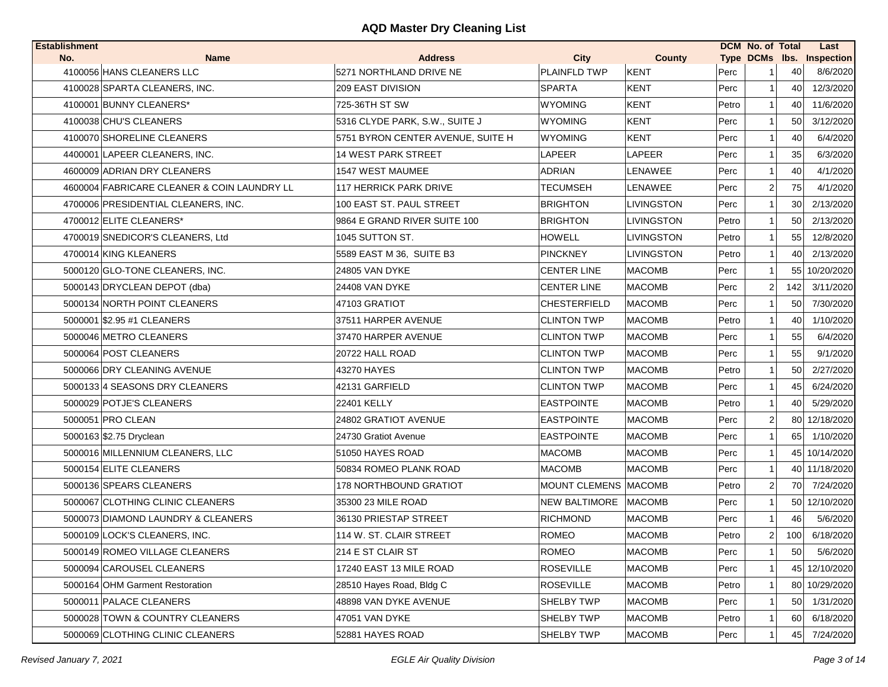# AQD Master Dry Cleaning List

| Establishment No. | Name | Address | City | County | DCM Type | No. of DCMs | Total lbs. | Last Inspection |
|---|---|---|---|---|---|---|---|---|
| 4100056 | HANS CLEANERS LLC | 5271 NORTHLAND DRIVE NE | PLAINFLD TWP | KENT | Perc | 1 | 40 | 8/6/2020 |
| 4100028 | SPARTA CLEANERS, INC. | 209 EAST DIVISION | SPARTA | KENT | Perc | 1 | 40 | 12/3/2020 |
| 4100001 | BUNNY CLEANERS* | 725-36TH ST SW | WYOMING | KENT | Petro | 1 | 40 | 11/6/2020 |
| 4100038 | CHU'S CLEANERS | 5316 CLYDE PARK, S.W., SUITE J | WYOMING | KENT | Perc | 1 | 50 | 3/12/2020 |
| 4100070 | SHORELINE CLEANERS | 5751 BYRON CENTER AVENUE, SUITE H | WYOMING | KENT | Perc | 1 | 40 | 6/4/2020 |
| 4400001 | LAPEER CLEANERS, INC. | 14 WEST PARK STREET | LAPEER | LAPEER | Perc | 1 | 35 | 6/3/2020 |
| 4600009 | ADRIAN DRY CLEANERS | 1547 WEST MAUMEE | ADRIAN | LENAWEE | Perc | 1 | 40 | 4/1/2020 |
| 4600004 | FABRICARE CLEANER & COIN LAUNDRY LL | 117 HERRICK PARK DRIVE | TECUMSEH | LENAWEE | Perc | 2 | 75 | 4/1/2020 |
| 4700006 | PRESIDENTIAL CLEANERS, INC. | 100 EAST ST. PAUL STREET | BRIGHTON | LIVINGSTON | Perc | 1 | 30 | 2/13/2020 |
| 4700012 | ELITE CLEANERS* | 9864 E GRAND RIVER SUITE 100 | BRIGHTON | LIVINGSTON | Petro | 1 | 50 | 2/13/2020 |
| 4700019 | SNEDICOR'S CLEANERS, Ltd | 1045 SUTTON ST. | HOWELL | LIVINGSTON | Petro | 1 | 55 | 12/8/2020 |
| 4700014 | KING KLEANERS | 5589 EAST M 36, SUITE B3 | PINCKNEY | LIVINGSTON | Petro | 1 | 40 | 2/13/2020 |
| 5000120 | GLO-TONE CLEANERS, INC. | 24805 VAN DYKE | CENTER LINE | MACOMB | Perc | 1 | 55 | 10/20/2020 |
| 5000143 | DRYCLEAN DEPOT (dba) | 24408 VAN DYKE | CENTER LINE | MACOMB | Perc | 2 | 142 | 3/11/2020 |
| 5000134 | NORTH POINT CLEANERS | 47103 GRATIOT | CHESTERFIELD | MACOMB | Perc | 1 | 50 | 7/30/2020 |
| 5000001 | $2.95 #1 CLEANERS | 37511 HARPER AVENUE | CLINTON TWP | MACOMB | Petro | 1 | 40 | 1/10/2020 |
| 5000046 | METRO CLEANERS | 37470 HARPER AVENUE | CLINTON TWP | MACOMB | Perc | 1 | 55 | 6/4/2020 |
| 5000064 | POST CLEANERS | 20722 HALL ROAD | CLINTON TWP | MACOMB | Perc | 1 | 55 | 9/1/2020 |
| 5000066 | DRY CLEANING AVENUE | 43270 HAYES | CLINTON TWP | MACOMB | Petro | 1 | 50 | 2/27/2020 |
| 5000133 | 4 SEASONS DRY CLEANERS | 42131 GARFIELD | CLINTON TWP | MACOMB | Perc | 1 | 45 | 6/24/2020 |
| 5000029 | POTJE'S CLEANERS | 22401 KELLY | EASTPOINTE | MACOMB | Petro | 1 | 40 | 5/29/2020 |
| 5000051 | PRO CLEAN | 24802 GRATIOT AVENUE | EASTPOINTE | MACOMB | Perc | 2 | 80 | 12/18/2020 |
| 5000163 | $2.75 Dryclean | 24730 Gratiot Avenue | EASTPOINTE | MACOMB | Perc | 1 | 65 | 1/10/2020 |
| 5000016 | MILLENNIUM CLEANERS, LLC | 51050 HAYES ROAD | MACOMB | MACOMB | Perc | 1 | 45 | 10/14/2020 |
| 5000154 | ELITE CLEANERS | 50834 ROMEO PLANK ROAD | MACOMB | MACOMB | Perc | 1 | 40 | 11/18/2020 |
| 5000136 | SPEARS CLEANERS | 178 NORTHBOUND GRATIOT | MOUNT CLEMENS | MACOMB | Petro | 2 | 70 | 7/24/2020 |
| 5000067 | CLOTHING CLINIC CLEANERS | 35300 23 MILE ROAD | NEW BALTIMORE | MACOMB | Perc | 1 | 50 | 12/10/2020 |
| 5000073 | DIAMOND LAUNDRY & CLEANERS | 36130 PRIESTAP STREET | RICHMOND | MACOMB | Perc | 1 | 46 | 5/6/2020 |
| 5000109 | LOCK'S CLEANERS, INC. | 114 W. ST. CLAIR STREET | ROMEO | MACOMB | Petro | 2 | 100 | 6/18/2020 |
| 5000149 | ROMEO VILLAGE CLEANERS | 214 E ST CLAIR ST | ROMEO | MACOMB | Perc | 1 | 50 | 5/6/2020 |
| 5000094 | CAROUSEL CLEANERS | 17240 EAST 13 MILE ROAD | ROSEVILLE | MACOMB | Perc | 1 | 45 | 12/10/2020 |
| 5000164 | OHM Garment Restoration | 28510 Hayes Road, Bldg C | ROSEVILLE | MACOMB | Petro | 1 | 80 | 10/29/2020 |
| 5000011 | PALACE CLEANERS | 48898 VAN DYKE AVENUE | SHELBY TWP | MACOMB | Perc | 1 | 50 | 1/31/2020 |
| 5000028 | TOWN & COUNTRY CLEANERS | 47051 VAN DYKE | SHELBY TWP | MACOMB | Petro | 1 | 60 | 6/18/2020 |
| 5000069 | CLOTHING CLINIC CLEANERS | 52881 HAYES ROAD | SHELBY TWP | MACOMB | Perc | 1 | 45 | 7/24/2020 |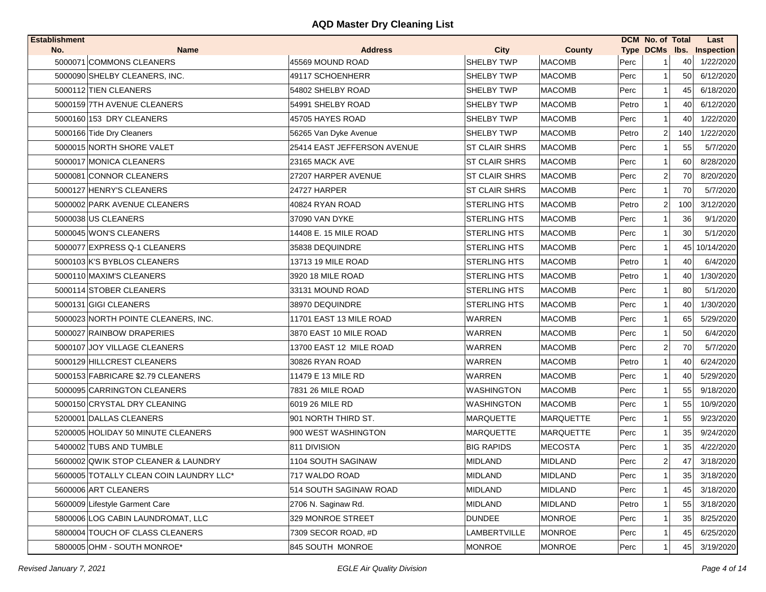# AQD Master Dry Cleaning List

| Establishment No. | Name | Address | City | County | DCM Type | No. of DCMs | Total lbs. | Last Inspection |
|---|---|---|---|---|---|---|---|---|
| 5000071 | COMMONS CLEANERS | 45569 MOUND ROAD | SHELBY TWP | MACOMB | Perc | 1 | 40 | 1/22/2020 |
| 5000090 | SHELBY CLEANERS, INC. | 49117 SCHOENHERR | SHELBY TWP | MACOMB | Perc | 1 | 50 | 6/12/2020 |
| 5000112 | TIEN CLEANERS | 54802 SHELBY ROAD | SHELBY TWP | MACOMB | Perc | 1 | 45 | 6/18/2020 |
| 5000159 | 7TH AVENUE CLEANERS | 54991 SHELBY ROAD | SHELBY TWP | MACOMB | Petro | 1 | 40 | 6/12/2020 |
| 5000160 | 153 DRY CLEANERS | 45705 HAYES ROAD | SHELBY TWP | MACOMB | Perc | 1 | 40 | 1/22/2020 |
| 5000166 | Tide Dry Cleaners | 56265 Van Dyke Avenue | SHELBY TWP | MACOMB | Petro | 2 | 140 | 1/22/2020 |
| 5000015 | NORTH SHORE VALET | 25414 EAST JEFFERSON AVENUE | ST CLAIR SHRS | MACOMB | Perc | 1 | 55 | 5/7/2020 |
| 5000017 | MONICA CLEANERS | 23165 MACK AVE | ST CLAIR SHRS | MACOMB | Perc | 1 | 60 | 8/28/2020 |
| 5000081 | CONNOR CLEANERS | 27207 HARPER AVENUE | ST CLAIR SHRS | MACOMB | Perc | 2 | 70 | 8/20/2020 |
| 5000127 | HENRY'S CLEANERS | 24727 HARPER | ST CLAIR SHRS | MACOMB | Perc | 1 | 70 | 5/7/2020 |
| 5000002 | PARK AVENUE CLEANERS | 40824 RYAN ROAD | STERLING HTS | MACOMB | Petro | 2 | 100 | 3/12/2020 |
| 5000038 | US CLEANERS | 37090 VAN DYKE | STERLING HTS | MACOMB | Perc | 1 | 36 | 9/1/2020 |
| 5000045 | WON'S CLEANERS | 14408 E. 15 MILE ROAD | STERLING HTS | MACOMB | Perc | 1 | 30 | 5/1/2020 |
| 5000077 | EXPRESS Q-1 CLEANERS | 35838 DEQUINDRE | STERLING HTS | MACOMB | Perc | 1 | 45 | 10/14/2020 |
| 5000103 | K'S BYBLOS CLEANERS | 13713 19 MILE ROAD | STERLING HTS | MACOMB | Petro | 1 | 40 | 6/4/2020 |
| 5000110 | MAXIM'S CLEANERS | 3920 18 MILE ROAD | STERLING HTS | MACOMB | Petro | 1 | 40 | 1/30/2020 |
| 5000114 | STOBER CLEANERS | 33131 MOUND ROAD | STERLING HTS | MACOMB | Perc | 1 | 80 | 5/1/2020 |
| 5000131 | GIGI CLEANERS | 38970 DEQUINDRE | STERLING HTS | MACOMB | Perc | 1 | 40 | 1/30/2020 |
| 5000023 | NORTH POINTE CLEANERS, INC. | 11701 EAST 13 MILE ROAD | WARREN | MACOMB | Perc | 1 | 65 | 5/29/2020 |
| 5000027 | RAINBOW DRAPERIES | 3870 EAST 10 MILE ROAD | WARREN | MACOMB | Perc | 1 | 50 | 6/4/2020 |
| 5000107 | JOY VILLAGE CLEANERS | 13700 EAST 12 MILE ROAD | WARREN | MACOMB | Perc | 2 | 70 | 5/7/2020 |
| 5000129 | HILLCREST CLEANERS | 30826 RYAN ROAD | WARREN | MACOMB | Petro | 1 | 40 | 6/24/2020 |
| 5000153 | FABRICARE $2.79 CLEANERS | 11479 E 13 MILE RD | WARREN | MACOMB | Perc | 1 | 40 | 5/29/2020 |
| 5000095 | CARRINGTON CLEANERS | 7831 26 MILE ROAD | WASHINGTON | MACOMB | Perc | 1 | 55 | 9/18/2020 |
| 5000150 | CRYSTAL DRY CLEANING | 6019 26 MILE RD | WASHINGTON | MACOMB | Perc | 1 | 55 | 10/9/2020 |
| 5200001 | DALLAS CLEANERS | 901 NORTH THIRD ST. | MARQUETTE | MARQUETTE | Perc | 1 | 55 | 9/23/2020 |
| 5200005 | HOLIDAY 50 MINUTE CLEANERS | 900 WEST WASHINGTON | MARQUETTE | MARQUETTE | Perc | 1 | 35 | 9/24/2020 |
| 5400002 | TUBS AND TUMBLE | 811 DIVISION | BIG RAPIDS | MECOSTA | Perc | 1 | 35 | 4/22/2020 |
| 5600002 | QWIK STOP CLEANER & LAUNDRY | 1104 SOUTH SAGINAW | MIDLAND | MIDLAND | Perc | 2 | 47 | 3/18/2020 |
| 5600005 | TOTALLY CLEAN COIN LAUNDRY LLC* | 717 WALDO ROAD | MIDLAND | MIDLAND | Perc | 1 | 35 | 3/18/2020 |
| 5600006 | ART CLEANERS | 514 SOUTH SAGINAW ROAD | MIDLAND | MIDLAND | Perc | 1 | 45 | 3/18/2020 |
| 5600009 | Lifestyle Garment Care | 2706 N. Saginaw Rd. | MIDLAND | MIDLAND | Petro | 1 | 55 | 3/18/2020 |
| 5800006 | LOG CABIN LAUNDROMAT, LLC | 329 MONROE STREET | DUNDEE | MONROE | Perc | 1 | 35 | 8/25/2020 |
| 5800004 | TOUCH OF CLASS CLEANERS | 7309 SECOR ROAD, #D | LAMBERTVILLE | MONROE | Perc | 1 | 45 | 6/25/2020 |
| 5800005 | OHM - SOUTH MONROE* | 845 SOUTH MONROE | MONROE | MONROE | Perc | 1 | 45 | 3/19/2020 |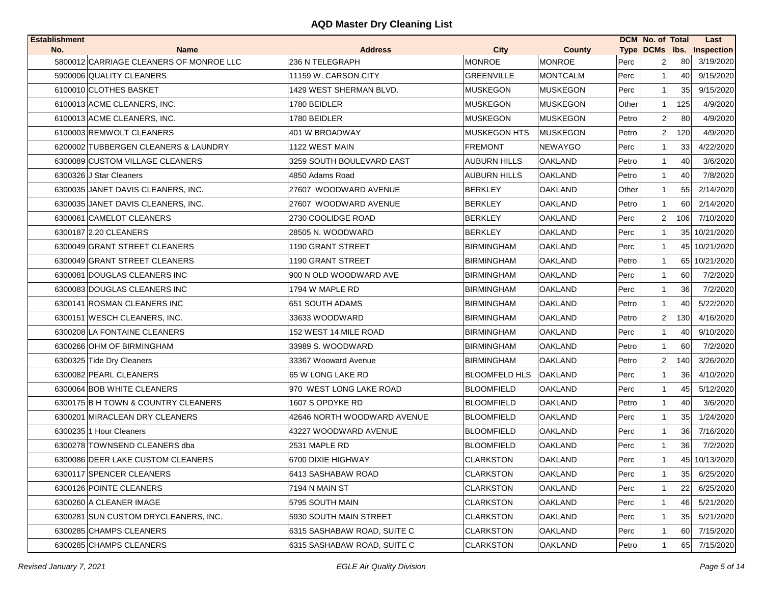## AQD Master Dry Cleaning List

| Establishment No. | Name | Address | City | County | DCM Type | No. of DCMs | Total lbs. | Last Inspection |
|---|---|---|---|---|---|---|---|---|
| 5800012 | CARRIAGE CLEANERS OF MONROE LLC | 236 N TELEGRAPH | MONROE | MONROE | Perc | 2 | 80 | 3/19/2020 |
| 5900006 | QUALITY CLEANERS | 11159 W. CARSON CITY | GREENVILLE | MONTCALM | Perc | 1 | 40 | 9/15/2020 |
| 6100010 | CLOTHES BASKET | 1429 WEST SHERMAN BLVD. | MUSKEGON | MUSKEGON | Perc | 1 | 35 | 9/15/2020 |
| 6100013 | ACME CLEANERS, INC. | 1780 BEIDLER | MUSKEGON | MUSKEGON | Other | 1 | 125 | 4/9/2020 |
| 6100013 | ACME CLEANERS, INC. | 1780 BEIDLER | MUSKEGON | MUSKEGON | Petro | 2 | 80 | 4/9/2020 |
| 6100003 | REMWOLT CLEANERS | 401 W BROADWAY | MUSKEGON HTS | MUSKEGON | Petro | 2 | 120 | 4/9/2020 |
| 6200002 | TUBBERGEN CLEANERS & LAUNDRY | 1122 WEST MAIN | FREMONT | NEWAYGO | Perc | 1 | 33 | 4/22/2020 |
| 6300089 | CUSTOM VILLAGE CLEANERS | 3259 SOUTH BOULEVARD EAST | AUBURN HILLS | OAKLAND | Petro | 1 | 40 | 3/6/2020 |
| 6300326 | J Star Cleaners | 4850 Adams Road | AUBURN HILLS | OAKLAND | Petro | 1 | 40 | 7/8/2020 |
| 6300035 | JANET DAVIS CLEANERS, INC. | 27607 WOODWARD AVENUE | BERKLEY | OAKLAND | Other | 1 | 55 | 2/14/2020 |
| 6300035 | JANET DAVIS CLEANERS, INC. | 27607 WOODWARD AVENUE | BERKLEY | OAKLAND | Petro | 1 | 60 | 2/14/2020 |
| 6300061 | CAMELOT CLEANERS | 2730 COOLIDGE ROAD | BERKLEY | OAKLAND | Perc | 2 | 106 | 7/10/2020 |
| 6300187 | 2.20 CLEANERS | 28505 N. WOODWARD | BERKLEY | OAKLAND | Perc | 1 | 35 | 10/21/2020 |
| 6300049 | GRANT STREET CLEANERS | 1190 GRANT STREET | BIRMINGHAM | OAKLAND | Perc | 1 | 45 | 10/21/2020 |
| 6300049 | GRANT STREET CLEANERS | 1190 GRANT STREET | BIRMINGHAM | OAKLAND | Petro | 1 | 65 | 10/21/2020 |
| 6300081 | DOUGLAS CLEANERS INC | 900 N OLD WOODWARD AVE | BIRMINGHAM | OAKLAND | Perc | 1 | 60 | 7/2/2020 |
| 6300083 | DOUGLAS CLEANERS INC | 1794 W MAPLE RD | BIRMINGHAM | OAKLAND | Perc | 1 | 36 | 7/2/2020 |
| 6300141 | ROSMAN CLEANERS INC | 651 SOUTH ADAMS | BIRMINGHAM | OAKLAND | Petro | 1 | 40 | 5/22/2020 |
| 6300151 | WESCH CLEANERS, INC. | 33633 WOODWARD | BIRMINGHAM | OAKLAND | Petro | 2 | 130 | 4/16/2020 |
| 6300208 | LA FONTAINE CLEANERS | 152 WEST 14 MILE ROAD | BIRMINGHAM | OAKLAND | Perc | 1 | 40 | 9/10/2020 |
| 6300266 | OHM OF BIRMINGHAM | 33989 S. WOODWARD | BIRMINGHAM | OAKLAND | Petro | 1 | 60 | 7/2/2020 |
| 6300325 | Tide Dry Cleaners | 33367 Wooward Avenue | BIRMINGHAM | OAKLAND | Petro | 2 | 140 | 3/26/2020 |
| 6300082 | PEARL CLEANERS | 65 W LONG LAKE RD | BLOOMFIELD HLS | OAKLAND | Perc | 1 | 36 | 4/10/2020 |
| 6300064 | BOB WHITE CLEANERS | 970 WEST LONG LAKE ROAD | BLOOMFIELD | OAKLAND | Perc | 1 | 45 | 5/12/2020 |
| 6300175 | B H TOWN & COUNTRY CLEANERS | 1607 S OPDYKE RD | BLOOMFIELD | OAKLAND | Petro | 1 | 40 | 3/6/2020 |
| 6300201 | MIRACLEAN DRY CLEANERS | 42646 NORTH WOODWARD AVENUE | BLOOMFIELD | OAKLAND | Perc | 1 | 35 | 1/24/2020 |
| 6300235 | 1 Hour Cleaners | 43227 WOODWARD AVENUE | BLOOMFIELD | OAKLAND | Perc | 1 | 36 | 7/16/2020 |
| 6300278 | TOWNSEND CLEANERS dba | 2531 MAPLE RD | BLOOMFIELD | OAKLAND | Perc | 1 | 36 | 7/2/2020 |
| 6300086 | DEER LAKE CUSTOM CLEANERS | 6700 DIXIE HIGHWAY | CLARKSTON | OAKLAND | Perc | 1 | 45 | 10/13/2020 |
| 6300117 | SPENCER CLEANERS | 6413 SASHABAW ROAD | CLARKSTON | OAKLAND | Perc | 1 | 35 | 6/25/2020 |
| 6300126 | POINTE CLEANERS | 7194 N MAIN ST | CLARKSTON | OAKLAND | Perc | 1 | 22 | 6/25/2020 |
| 6300260 | A CLEANER IMAGE | 5795 SOUTH MAIN | CLARKSTON | OAKLAND | Perc | 1 | 46 | 5/21/2020 |
| 6300281 | SUN CUSTOM DRYCLEANERS, INC. | 5930 SOUTH MAIN STREET | CLARKSTON | OAKLAND | Perc | 1 | 35 | 5/21/2020 |
| 6300285 | CHAMPS CLEANERS | 6315 SASHABAW ROAD, SUITE C | CLARKSTON | OAKLAND | Perc | 1 | 60 | 7/15/2020 |
| 6300285 | CHAMPS CLEANERS | 6315 SASHABAW ROAD, SUITE C | CLARKSTON | OAKLAND | Petro | 1 | 65 | 7/15/2020 |

Revised January 7, 2021 — EGLE Air Quality Division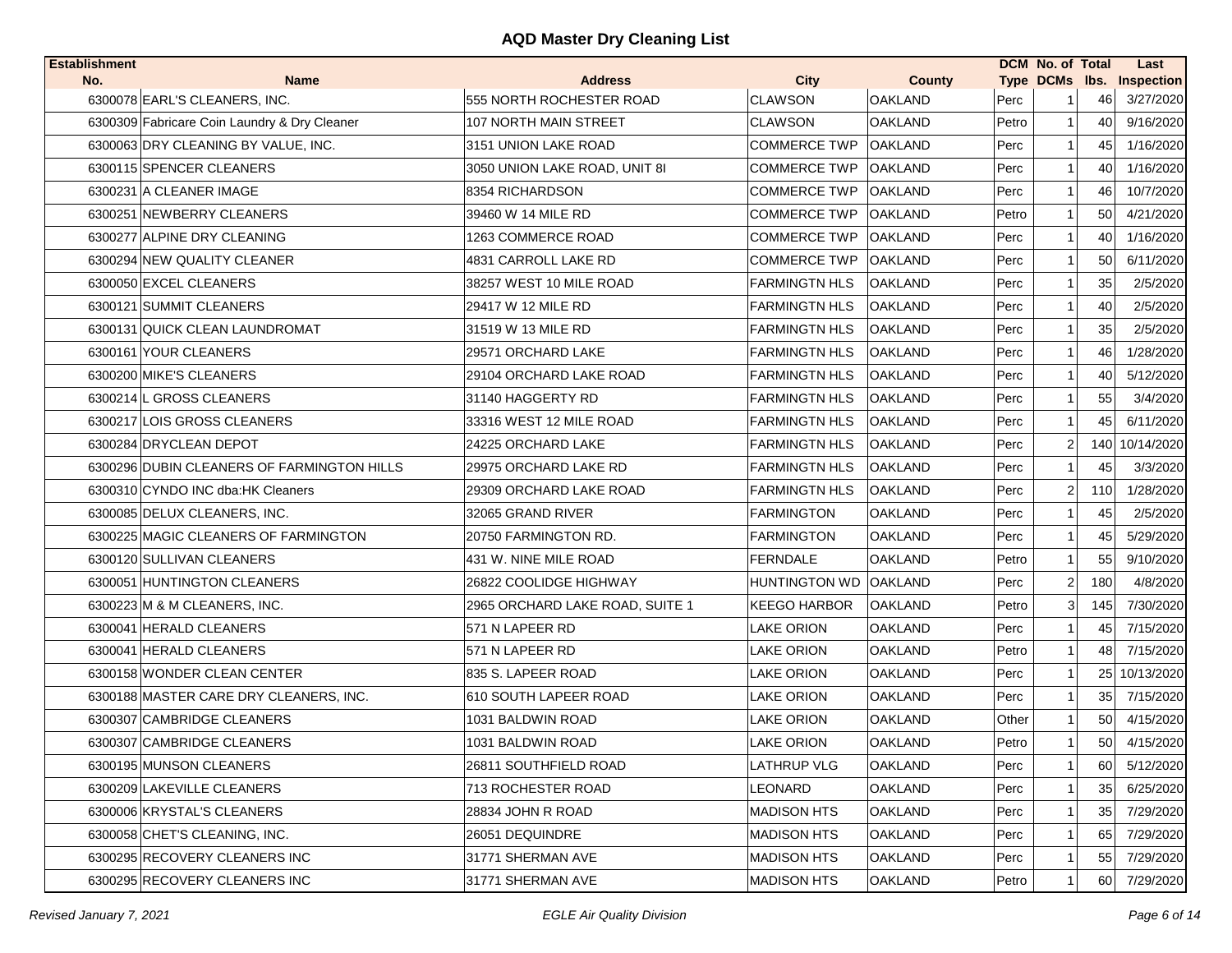# AQD Master Dry Cleaning List

| Establishment No. | Name | Address | City | County | DCM Type | No. of DCMs | Total lbs. | Last Inspection |
|---|---|---|---|---|---|---|---|---|
| 6300078 | EARL'S CLEANERS, INC. | 555 NORTH ROCHESTER ROAD | CLAWSON | OAKLAND | Perc | 1 | 46 | 3/27/2020 |
| 6300309 | Fabricare Coin Laundry & Dry Cleaner | 107 NORTH MAIN STREET | CLAWSON | OAKLAND | Petro | 1 | 40 | 9/16/2020 |
| 6300063 | DRY CLEANING BY VALUE, INC. | 3151 UNION LAKE ROAD | COMMERCE TWP | OAKLAND | Perc | 1 | 45 | 1/16/2020 |
| 6300115 | SPENCER CLEANERS | 3050 UNION LAKE ROAD, UNIT 8I | COMMERCE TWP | OAKLAND | Perc | 1 | 40 | 1/16/2020 |
| 6300231 | A CLEANER IMAGE | 8354 RICHARDSON | COMMERCE TWP | OAKLAND | Perc | 1 | 46 | 10/7/2020 |
| 6300251 | NEWBERRY CLEANERS | 39460 W 14 MILE RD | COMMERCE TWP | OAKLAND | Petro | 1 | 50 | 4/21/2020 |
| 6300277 | ALPINE DRY CLEANING | 1263 COMMERCE ROAD | COMMERCE TWP | OAKLAND | Perc | 1 | 40 | 1/16/2020 |
| 6300294 | NEW QUALITY CLEANER | 4831 CARROLL LAKE RD | COMMERCE TWP | OAKLAND | Perc | 1 | 50 | 6/11/2020 |
| 6300050 | EXCEL CLEANERS | 38257 WEST 10 MILE ROAD | FARMINGTN HLS | OAKLAND | Perc | 1 | 35 | 2/5/2020 |
| 6300121 | SUMMIT CLEANERS | 29417 W 12 MILE RD | FARMINGTN HLS | OAKLAND | Perc | 1 | 40 | 2/5/2020 |
| 6300131 | QUICK CLEAN LAUNDROMAT | 31519 W 13 MILE RD | FARMINGTN HLS | OAKLAND | Perc | 1 | 35 | 2/5/2020 |
| 6300161 | YOUR CLEANERS | 29571 ORCHARD LAKE | FARMINGTN HLS | OAKLAND | Perc | 1 | 46 | 1/28/2020 |
| 6300200 | MIKE'S CLEANERS | 29104 ORCHARD LAKE ROAD | FARMINGTN HLS | OAKLAND | Perc | 1 | 40 | 5/12/2020 |
| 6300214 | L GROSS CLEANERS | 31140 HAGGERTY RD | FARMINGTN HLS | OAKLAND | Perc | 1 | 55 | 3/4/2020 |
| 6300217 | LOIS GROSS CLEANERS | 33316 WEST 12 MILE ROAD | FARMINGTN HLS | OAKLAND | Perc | 1 | 45 | 6/11/2020 |
| 6300284 | DRYCLEAN DEPOT | 24225 ORCHARD LAKE | FARMINGTN HLS | OAKLAND | Perc | 2 | 140 | 10/14/2020 |
| 6300296 | DUBIN CLEANERS OF FARMINGTON HILLS | 29975 ORCHARD LAKE RD | FARMINGTN HLS | OAKLAND | Perc | 1 | 45 | 3/3/2020 |
| 6300310 | CYNDO INC dba:HK Cleaners | 29309 ORCHARD LAKE ROAD | FARMINGTN HLS | OAKLAND | Perc | 2 | 110 | 1/28/2020 |
| 6300085 | DELUX CLEANERS, INC. | 32065 GRAND RIVER | FARMINGTON | OAKLAND | Perc | 1 | 45 | 2/5/2020 |
| 6300225 | MAGIC CLEANERS OF FARMINGTON | 20750 FARMINGTON RD. | FARMINGTON | OAKLAND | Perc | 1 | 45 | 5/29/2020 |
| 6300120 | SULLIVAN CLEANERS | 431 W. NINE MILE ROAD | FERNDALE | OAKLAND | Petro | 1 | 55 | 9/10/2020 |
| 6300051 | HUNTINGTON CLEANERS | 26822 COOLIDGE HIGHWAY | HUNTINGTON WD | OAKLAND | Perc | 2 | 180 | 4/8/2020 |
| 6300223 | M & M CLEANERS, INC. | 2965 ORCHARD LAKE ROAD, SUITE 1 | KEEGO HARBOR | OAKLAND | Petro | 3 | 145 | 7/30/2020 |
| 6300041 | HERALD CLEANERS | 571 N LAPEER RD | LAKE ORION | OAKLAND | Perc | 1 | 45 | 7/15/2020 |
| 6300041 | HERALD CLEANERS | 571 N LAPEER RD | LAKE ORION | OAKLAND | Petro | 1 | 48 | 7/15/2020 |
| 6300158 | WONDER CLEAN CENTER | 835 S. LAPEER ROAD | LAKE ORION | OAKLAND | Perc | 1 | 25 | 10/13/2020 |
| 6300188 | MASTER CARE DRY CLEANERS, INC. | 610 SOUTH LAPEER ROAD | LAKE ORION | OAKLAND | Perc | 1 | 35 | 7/15/2020 |
| 6300307 | CAMBRIDGE CLEANERS | 1031 BALDWIN ROAD | LAKE ORION | OAKLAND | Other | 1 | 50 | 4/15/2020 |
| 6300307 | CAMBRIDGE CLEANERS | 1031 BALDWIN ROAD | LAKE ORION | OAKLAND | Petro | 1 | 50 | 4/15/2020 |
| 6300195 | MUNSON CLEANERS | 26811 SOUTHFIELD ROAD | LATHRUP VLG | OAKLAND | Perc | 1 | 60 | 5/12/2020 |
| 6300209 | LAKEVILLE CLEANERS | 713 ROCHESTER ROAD | LEONARD | OAKLAND | Perc | 1 | 35 | 6/25/2020 |
| 6300006 | KRYSTAL'S CLEANERS | 28834 JOHN R ROAD | MADISON HTS | OAKLAND | Perc | 1 | 35 | 7/29/2020 |
| 6300058 | CHET'S CLEANING, INC. | 26051 DEQUINDRE | MADISON HTS | OAKLAND | Perc | 1 | 65 | 7/29/2020 |
| 6300295 | RECOVERY CLEANERS INC | 31771 SHERMAN AVE | MADISON HTS | OAKLAND | Perc | 1 | 55 | 7/29/2020 |
| 6300295 | RECOVERY CLEANERS INC | 31771 SHERMAN AVE | MADISON HTS | OAKLAND | Petro | 1 | 60 | 7/29/2020 |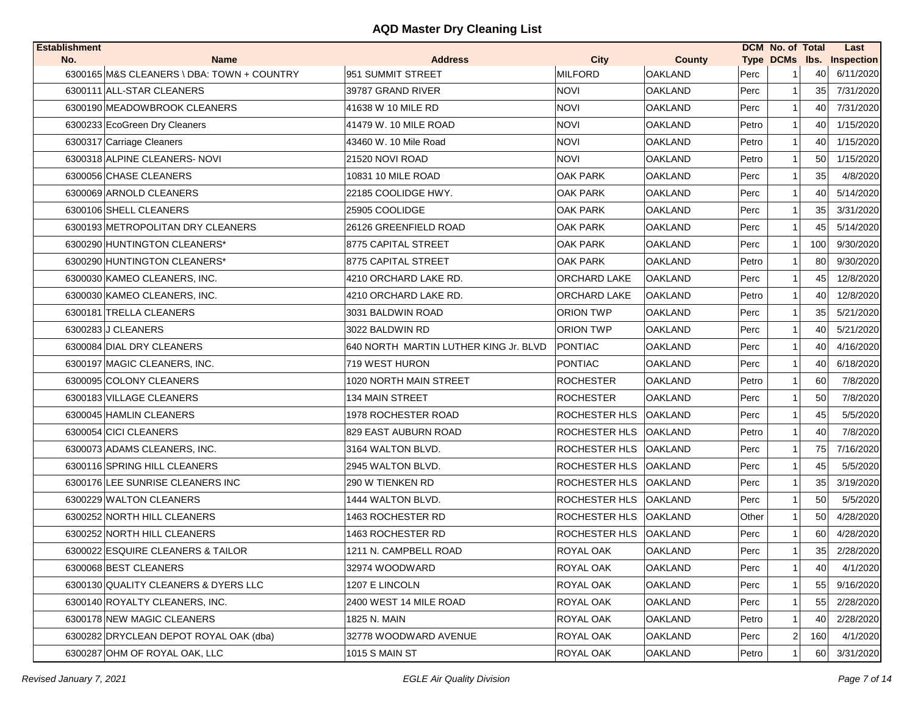## AQD Master Dry Cleaning List

| Establishment No. | Name | Address | City | County | DCM Type | No. of DCMs | Total lbs. | Last Inspection |
|---|---|---|---|---|---|---|---|---|
| 6300165 | M&S CLEANERS \ DBA: TOWN + COUNTRY | 951 SUMMIT STREET | MILFORD | OAKLAND | Perc | 1 | 40 | 6/11/2020 |
| 6300111 | ALL-STAR CLEANERS | 39787 GRAND RIVER | NOVI | OAKLAND | Perc | 1 | 35 | 7/31/2020 |
| 6300190 | MEADOWBROOK CLEANERS | 41638 W 10 MILE RD | NOVI | OAKLAND | Perc | 1 | 40 | 7/31/2020 |
| 6300233 | EcoGreen Dry Cleaners | 41479 W. 10 MILE ROAD | NOVI | OAKLAND | Petro | 1 | 40 | 1/15/2020 |
| 6300317 | Carriage Cleaners | 43460 W. 10 Mile Road | NOVI | OAKLAND | Petro | 1 | 40 | 1/15/2020 |
| 6300318 | ALPINE CLEANERS- NOVI | 21520 NOVI ROAD | NOVI | OAKLAND | Petro | 1 | 50 | 1/15/2020 |
| 6300056 | CHASE CLEANERS | 10831 10 MILE ROAD | OAK PARK | OAKLAND | Perc | 1 | 35 | 4/8/2020 |
| 6300069 | ARNOLD CLEANERS | 22185 COOLIDGE HWY. | OAK PARK | OAKLAND | Perc | 1 | 40 | 5/14/2020 |
| 6300106 | SHELL CLEANERS | 25905 COOLIDGE | OAK PARK | OAKLAND | Perc | 1 | 35 | 3/31/2020 |
| 6300193 | METROPOLITAN DRY CLEANERS | 26126 GREENFIELD ROAD | OAK PARK | OAKLAND | Perc | 1 | 45 | 5/14/2020 |
| 6300290 | HUNTINGTON CLEANERS* | 8775 CAPITAL STREET | OAK PARK | OAKLAND | Perc | 1 | 100 | 9/30/2020 |
| 6300290 | HUNTINGTON CLEANERS* | 8775 CAPITAL STREET | OAK PARK | OAKLAND | Petro | 1 | 80 | 9/30/2020 |
| 6300030 | KAMEO CLEANERS, INC. | 4210 ORCHARD LAKE RD. | ORCHARD LAKE | OAKLAND | Perc | 1 | 45 | 12/8/2020 |
| 6300030 | KAMEO CLEANERS, INC. | 4210 ORCHARD LAKE RD. | ORCHARD LAKE | OAKLAND | Petro | 1 | 40 | 12/8/2020 |
| 6300181 | TRELLA CLEANERS | 3031 BALDWIN ROAD | ORION TWP | OAKLAND | Perc | 1 | 35 | 5/21/2020 |
| 6300283 | J CLEANERS | 3022 BALDWIN RD | ORION TWP | OAKLAND | Perc | 1 | 40 | 5/21/2020 |
| 6300084 | DIAL DRY CLEANERS | 640 NORTH MARTIN LUTHER KING Jr. BLVD | PONTIAC | OAKLAND | Perc | 1 | 40 | 4/16/2020 |
| 6300197 | MAGIC CLEANERS, INC. | 719 WEST HURON | PONTIAC | OAKLAND | Perc | 1 | 40 | 6/18/2020 |
| 6300095 | COLONY CLEANERS | 1020 NORTH MAIN STREET | ROCHESTER | OAKLAND | Petro | 1 | 60 | 7/8/2020 |
| 6300183 | VILLAGE CLEANERS | 134 MAIN STREET | ROCHESTER | OAKLAND | Perc | 1 | 50 | 7/8/2020 |
| 6300045 | HAMLIN CLEANERS | 1978 ROCHESTER ROAD | ROCHESTER HLS | OAKLAND | Perc | 1 | 45 | 5/5/2020 |
| 6300054 | CICI CLEANERS | 829 EAST AUBURN ROAD | ROCHESTER HLS | OAKLAND | Petro | 1 | 40 | 7/8/2020 |
| 6300073 | ADAMS CLEANERS, INC. | 3164 WALTON BLVD. | ROCHESTER HLS | OAKLAND | Perc | 1 | 75 | 7/16/2020 |
| 6300116 | SPRING HILL CLEANERS | 2945 WALTON BLVD. | ROCHESTER HLS | OAKLAND | Perc | 1 | 45 | 5/5/2020 |
| 6300176 | LEE SUNRISE CLEANERS INC | 290 W TIENKEN RD | ROCHESTER HLS | OAKLAND | Perc | 1 | 35 | 3/19/2020 |
| 6300229 | WALTON CLEANERS | 1444 WALTON BLVD. | ROCHESTER HLS | OAKLAND | Perc | 1 | 50 | 5/5/2020 |
| 6300252 | NORTH HILL CLEANERS | 1463 ROCHESTER RD | ROCHESTER HLS | OAKLAND | Other | 1 | 50 | 4/28/2020 |
| 6300252 | NORTH HILL CLEANERS | 1463 ROCHESTER RD | ROCHESTER HLS | OAKLAND | Perc | 1 | 60 | 4/28/2020 |
| 6300022 | ESQUIRE CLEANERS & TAILOR | 1211 N. CAMPBELL ROAD | ROYAL OAK | OAKLAND | Perc | 1 | 35 | 2/28/2020 |
| 6300068 | BEST CLEANERS | 32974 WOODWARD | ROYAL OAK | OAKLAND | Perc | 1 | 40 | 4/1/2020 |
| 6300130 | QUALITY CLEANERS & DYERS LLC | 1207 E LINCOLN | ROYAL OAK | OAKLAND | Perc | 1 | 55 | 9/16/2020 |
| 6300140 | ROYALTY CLEANERS, INC. | 2400 WEST 14 MILE ROAD | ROYAL OAK | OAKLAND | Perc | 1 | 55 | 2/28/2020 |
| 6300178 | NEW MAGIC CLEANERS | 1825 N. MAIN | ROYAL OAK | OAKLAND | Petro | 1 | 40 | 2/28/2020 |
| 6300282 | DRYCLEAN DEPOT ROYAL OAK (dba) | 32778 WOODWARD AVENUE | ROYAL OAK | OAKLAND | Perc | 2 | 160 | 4/1/2020 |
| 6300287 | OHM OF ROYAL OAK, LLC | 1015 S MAIN ST | ROYAL OAK | OAKLAND | Petro | 1 | 60 | 3/31/2020 |

*Revised January 7, 2021* | *EGLE Air Quality Division*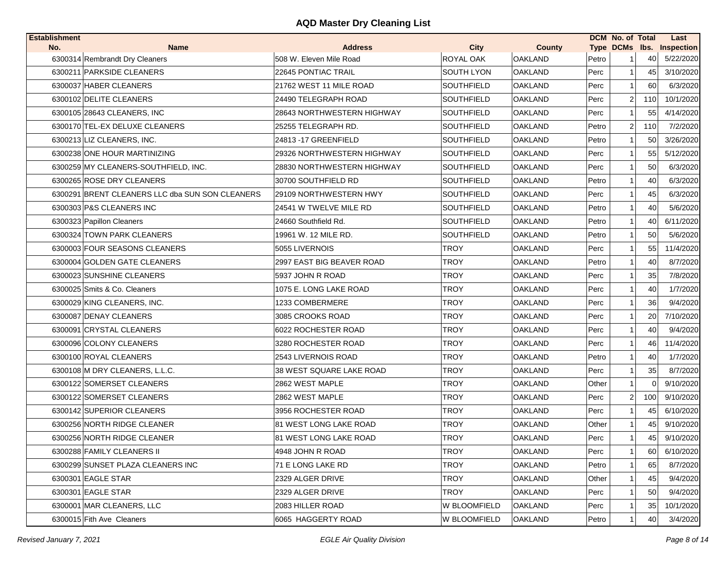## AQD Master Dry Cleaning List

| Establishment No. | Name | Address | City | County | DCM Type | No. of DCMs | Total lbs. | Last Inspection |
|---|---|---|---|---|---|---|---|---|
| 6300314 | Rembrandt Dry Cleaners | 508 W. Eleven Mile Road | ROYAL OAK | OAKLAND | Petro | 1 | 40 | 5/22/2020 |
| 6300211 | PARKSIDE CLEANERS | 22645 PONTIAC TRAIL | SOUTH LYON | OAKLAND | Perc | 1 | 45 | 3/10/2020 |
| 6300037 | HABER CLEANERS | 21762 WEST 11 MILE ROAD | SOUTHFIELD | OAKLAND | Perc | 1 | 60 | 6/3/2020 |
| 6300102 | DELITE CLEANERS | 24490 TELEGRAPH ROAD | SOUTHFIELD | OAKLAND | Perc | 2 | 110 | 10/1/2020 |
| 6300105 | 28643 CLEANERS, INC | 28643 NORTHWESTERN HIGHWAY | SOUTHFIELD | OAKLAND | Perc | 1 | 55 | 4/14/2020 |
| 6300170 | TEL-EX DELUXE CLEANERS | 25255 TELEGRAPH RD. | SOUTHFIELD | OAKLAND | Petro | 2 | 110 | 7/2/2020 |
| 6300213 | LIZ CLEANERS, INC. | 24813 -17 GREENFIELD | SOUTHFIELD | OAKLAND | Petro | 1 | 50 | 3/26/2020 |
| 6300238 | ONE HOUR MARTINIZING | 29326 NORTHWESTERN HIGHWAY | SOUTHFIELD | OAKLAND | Perc | 1 | 55 | 5/12/2020 |
| 6300259 | MY CLEANERS-SOUTHFIELD, INC. | 28830 NORTHWESTERN HIGHWAY | SOUTHFIELD | OAKLAND | Perc | 1 | 50 | 6/3/2020 |
| 6300265 | ROSE DRY CLEANERS | 30700 SOUTHFIELD RD | SOUTHFIELD | OAKLAND | Petro | 1 | 40 | 6/3/2020 |
| 6300291 | BRENT CLEANERS LLC dba SUN SON CLEANERS | 29109 NORTHWESTERN HWY | SOUTHFIELD | OAKLAND | Perc | 1 | 45 | 6/3/2020 |
| 6300303 | P&S CLEANERS INC | 24541 W TWELVE MILE RD | SOUTHFIELD | OAKLAND | Petro | 1 | 40 | 5/6/2020 |
| 6300323 | Papillon Cleaners | 24660 Southfield Rd. | SOUTHFIELD | OAKLAND | Petro | 1 | 40 | 6/11/2020 |
| 6300324 | TOWN PARK CLEANERS | 19961 W. 12 MILE RD. | SOUTHFIELD | OAKLAND | Petro | 1 | 50 | 5/6/2020 |
| 6300003 | FOUR SEASONS CLEANERS | 5055 LIVERNOIS | TROY | OAKLAND | Perc | 1 | 55 | 11/4/2020 |
| 6300004 | GOLDEN GATE CLEANERS | 2997 EAST BIG BEAVER ROAD | TROY | OAKLAND | Petro | 1 | 40 | 8/7/2020 |
| 6300023 | SUNSHINE CLEANERS | 5937 JOHN R ROAD | TROY | OAKLAND | Perc | 1 | 35 | 7/8/2020 |
| 6300025 | Smits & Co. Cleaners | 1075 E. LONG LAKE ROAD | TROY | OAKLAND | Perc | 1 | 40 | 1/7/2020 |
| 6300029 | KING CLEANERS, INC. | 1233 COMBERMERE | TROY | OAKLAND | Perc | 1 | 36 | 9/4/2020 |
| 6300087 | DENAY CLEANERS | 3085 CROOKS ROAD | TROY | OAKLAND | Perc | 1 | 20 | 7/10/2020 |
| 6300091 | CRYSTAL CLEANERS | 6022 ROCHESTER ROAD | TROY | OAKLAND | Perc | 1 | 40 | 9/4/2020 |
| 6300096 | COLONY CLEANERS | 3280 ROCHESTER ROAD | TROY | OAKLAND | Perc | 1 | 46 | 11/4/2020 |
| 6300100 | ROYAL CLEANERS | 2543 LIVERNOIS ROAD | TROY | OAKLAND | Petro | 1 | 40 | 1/7/2020 |
| 6300108 | M DRY CLEANERS, L.L.C. | 38 WEST SQUARE LAKE ROAD | TROY | OAKLAND | Perc | 1 | 35 | 8/7/2020 |
| 6300122 | SOMERSET CLEANERS | 2862 WEST MAPLE | TROY | OAKLAND | Other | 1 | 0 | 9/10/2020 |
| 6300122 | SOMERSET CLEANERS | 2862 WEST MAPLE | TROY | OAKLAND | Perc | 2 | 100 | 9/10/2020 |
| 6300142 | SUPERIOR CLEANERS | 3956 ROCHESTER ROAD | TROY | OAKLAND | Perc | 1 | 45 | 6/10/2020 |
| 6300256 | NORTH RIDGE CLEANER | 81 WEST LONG LAKE ROAD | TROY | OAKLAND | Other | 1 | 45 | 9/10/2020 |
| 6300256 | NORTH RIDGE CLEANER | 81 WEST LONG LAKE ROAD | TROY | OAKLAND | Perc | 1 | 45 | 9/10/2020 |
| 6300288 | FAMILY CLEANERS II | 4948 JOHN R ROAD | TROY | OAKLAND | Perc | 1 | 60 | 6/10/2020 |
| 6300299 | SUNSET PLAZA CLEANERS INC | 71 E LONG LAKE RD | TROY | OAKLAND | Petro | 1 | 65 | 8/7/2020 |
| 6300301 | EAGLE STAR | 2329 ALGER DRIVE | TROY | OAKLAND | Other | 1 | 45 | 9/4/2020 |
| 6300301 | EAGLE STAR | 2329 ALGER DRIVE | TROY | OAKLAND | Perc | 1 | 50 | 9/4/2020 |
| 6300001 | MAR CLEANERS, LLC | 2083 HILLER ROAD | W BLOOMFIELD | OAKLAND | Perc | 1 | 35 | 10/1/2020 |
| 6300015 | Fith Ave Cleaners | 6065 HAGGERTY ROAD | W BLOOMFIELD | OAKLAND | Petro | 1 | 40 | 3/4/2020 |

*Revised January 7, 2021*　　*EGLE Air Quality Division*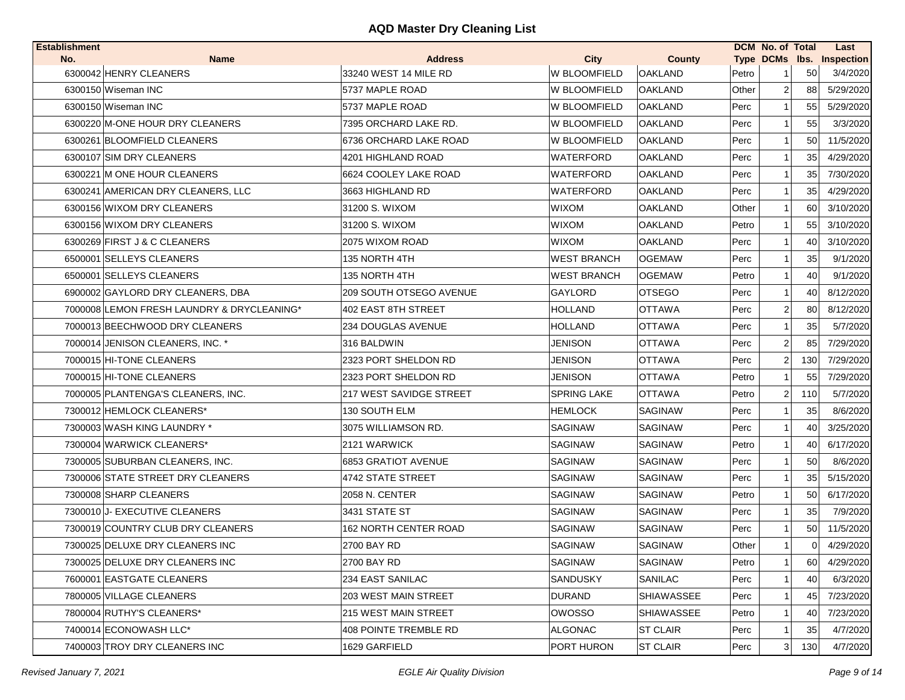## AQD Master Dry Cleaning List

| Establishment No. | Name | Address | City | County | DCM Type | No. of DCMs | Total lbs. | Last Inspection |
|---|---|---|---|---|---|---|---|---|
| 6300042 | HENRY CLEANERS | 33240 WEST 14 MILE RD | W BLOOMFIELD | OAKLAND | Petro | 1 | 50 | 3/4/2020 |
| 6300150 | Wiseman INC | 5737 MAPLE ROAD | W BLOOMFIELD | OAKLAND | Other | 2 | 88 | 5/29/2020 |
| 6300150 | Wiseman INC | 5737 MAPLE ROAD | W BLOOMFIELD | OAKLAND | Perc | 1 | 55 | 5/29/2020 |
| 6300220 | M-ONE HOUR DRY CLEANERS | 7395 ORCHARD LAKE RD. | W BLOOMFIELD | OAKLAND | Perc | 1 | 55 | 3/3/2020 |
| 6300261 | BLOOMFIELD CLEANERS | 6736 ORCHARD LAKE ROAD | W BLOOMFIELD | OAKLAND | Perc | 1 | 50 | 11/5/2020 |
| 6300107 | SIM DRY CLEANERS | 4201 HIGHLAND ROAD | WATERFORD | OAKLAND | Perc | 1 | 35 | 4/29/2020 |
| 6300221 | M ONE HOUR CLEANERS | 6624 COOLEY LAKE ROAD | WATERFORD | OAKLAND | Perc | 1 | 35 | 7/30/2020 |
| 6300241 | AMERICAN DRY CLEANERS, LLC | 3663 HIGHLAND RD | WATERFORD | OAKLAND | Perc | 1 | 35 | 4/29/2020 |
| 6300156 | WIXOM DRY CLEANERS | 31200 S. WIXOM | WIXOM | OAKLAND | Other | 1 | 60 | 3/10/2020 |
| 6300156 | WIXOM DRY CLEANERS | 31200 S. WIXOM | WIXOM | OAKLAND | Petro | 1 | 55 | 3/10/2020 |
| 6300269 | FIRST J & C CLEANERS | 2075 WIXOM ROAD | WIXOM | OAKLAND | Perc | 1 | 40 | 3/10/2020 |
| 6500001 | SELLEYS CLEANERS | 135 NORTH 4TH | WEST BRANCH | OGEMAW | Perc | 1 | 35 | 9/1/2020 |
| 6500001 | SELLEYS CLEANERS | 135 NORTH 4TH | WEST BRANCH | OGEMAW | Petro | 1 | 40 | 9/1/2020 |
| 6900002 | GAYLORD DRY CLEANERS, DBA | 209 SOUTH OTSEGO AVENUE | GAYLORD | OTSEGO | Perc | 1 | 40 | 8/12/2020 |
| 7000008 | LEMON FRESH LAUNDRY & DRYCLEANING* | 402 EAST 8TH STREET | HOLLAND | OTTAWA | Perc | 2 | 80 | 8/12/2020 |
| 7000013 | BEECHWOOD DRY CLEANERS | 234 DOUGLAS AVENUE | HOLLAND | OTTAWA | Perc | 1 | 35 | 5/7/2020 |
| 7000014 | JENISON CLEANERS, INC. * | 316 BALDWIN | JENISON | OTTAWA | Perc | 2 | 85 | 7/29/2020 |
| 7000015 | HI-TONE CLEANERS | 2323 PORT SHELDON RD | JENISON | OTTAWA | Perc | 2 | 130 | 7/29/2020 |
| 7000015 | HI-TONE CLEANERS | 2323 PORT SHELDON RD | JENISON | OTTAWA | Petro | 1 | 55 | 7/29/2020 |
| 7000005 | PLANTENGA'S CLEANERS, INC. | 217 WEST SAVIDGE STREET | SPRING LAKE | OTTAWA | Petro | 2 | 110 | 5/7/2020 |
| 7300012 | HEMLOCK CLEANERS* | 130 SOUTH ELM | HEMLOCK | SAGINAW | Perc | 1 | 35 | 8/6/2020 |
| 7300003 | WASH KING LAUNDRY * | 3075 WILLIAMSON RD. | SAGINAW | SAGINAW | Perc | 1 | 40 | 3/25/2020 |
| 7300004 | WARWICK CLEANERS* | 2121 WARWICK | SAGINAW | SAGINAW | Petro | 1 | 40 | 6/17/2020 |
| 7300005 | SUBURBAN CLEANERS, INC. | 6853 GRATIOT AVENUE | SAGINAW | SAGINAW | Perc | 1 | 50 | 8/6/2020 |
| 7300006 | STATE STREET DRY CLEANERS | 4742 STATE STREET | SAGINAW | SAGINAW | Perc | 1 | 35 | 5/15/2020 |
| 7300008 | SHARP CLEANERS | 2058 N. CENTER | SAGINAW | SAGINAW | Petro | 1 | 50 | 6/17/2020 |
| 7300010 | J- EXECUTIVE CLEANERS | 3431 STATE ST | SAGINAW | SAGINAW | Perc | 1 | 35 | 7/9/2020 |
| 7300019 | COUNTRY CLUB DRY CLEANERS | 162 NORTH CENTER ROAD | SAGINAW | SAGINAW | Perc | 1 | 50 | 11/5/2020 |
| 7300025 | DELUXE DRY CLEANERS INC | 2700 BAY RD | SAGINAW | SAGINAW | Other | 1 | 0 | 4/29/2020 |
| 7300025 | DELUXE DRY CLEANERS INC | 2700 BAY RD | SAGINAW | SAGINAW | Petro | 1 | 60 | 4/29/2020 |
| 7600001 | EASTGATE CLEANERS | 234 EAST SANILAC | SANDUSKY | SANILAC | Perc | 1 | 40 | 6/3/2020 |
| 7800005 | VILLAGE CLEANERS | 203 WEST MAIN STREET | DURAND | SHIAWASSEE | Perc | 1 | 45 | 7/23/2020 |
| 7800004 | RUTHY'S CLEANERS* | 215 WEST MAIN STREET | OWOSSO | SHIAWASSEE | Petro | 1 | 40 | 7/23/2020 |
| 7400014 | ECONOWASH LLC* | 408 POINTE TREMBLE RD | ALGONAC | ST CLAIR | Perc | 1 | 35 | 4/7/2020 |
| 7400003 | TROY DRY CLEANERS INC | 1629 GARFIELD | PORT HURON | ST CLAIR | Perc | 3 | 130 | 4/7/2020 |

*Revised January 7, 2021* — *EGLE Air Quality Division*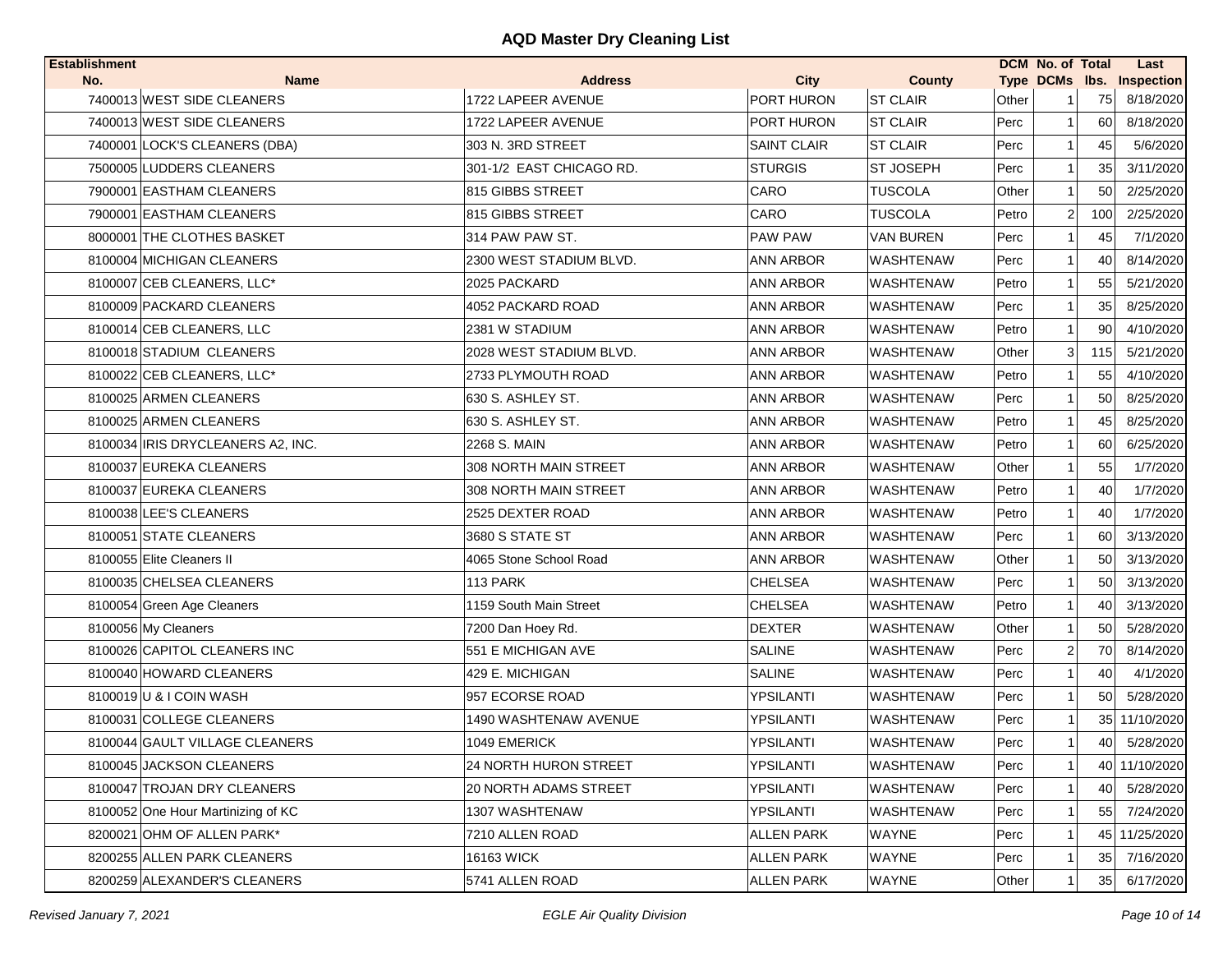# AQD Master Dry Cleaning List

| Establishment No. | Name | Address | City | County | DCM Type | No. of DCMs | Total lbs. | Last Inspection |
|---|---|---|---|---|---|---|---|---|
| 7400013 | WEST SIDE CLEANERS | 1722 LAPEER AVENUE | PORT HURON | ST CLAIR | Other | 1 | 75 | 8/18/2020 |
| 7400013 | WEST SIDE CLEANERS | 1722 LAPEER AVENUE | PORT HURON | ST CLAIR | Perc | 1 | 60 | 8/18/2020 |
| 7400001 | LOCK'S CLEANERS (DBA) | 303 N. 3RD STREET | SAINT CLAIR | ST CLAIR | Perc | 1 | 45 | 5/6/2020 |
| 7500005 | LUDDERS CLEANERS | 301-1/2 EAST CHICAGO RD. | STURGIS | ST JOSEPH | Perc | 1 | 35 | 3/11/2020 |
| 7900001 | EASTHAM CLEANERS | 815 GIBBS STREET | CARO | TUSCOLA | Other | 1 | 50 | 2/25/2020 |
| 7900001 | EASTHAM CLEANERS | 815 GIBBS STREET | CARO | TUSCOLA | Petro | 2 | 100 | 2/25/2020 |
| 8000001 | THE CLOTHES BASKET | 314 PAW PAW ST. | PAW PAW | VAN BUREN | Perc | 1 | 45 | 7/1/2020 |
| 8100004 | MICHIGAN CLEANERS | 2300 WEST STADIUM BLVD. | ANN ARBOR | WASHTENAW | Perc | 1 | 40 | 8/14/2020 |
| 8100007 | CEB CLEANERS, LLC* | 2025 PACKARD | ANN ARBOR | WASHTENAW | Petro | 1 | 55 | 5/21/2020 |
| 8100009 | PACKARD CLEANERS | 4052 PACKARD ROAD | ANN ARBOR | WASHTENAW | Perc | 1 | 35 | 8/25/2020 |
| 8100014 | CEB CLEANERS, LLC | 2381 W STADIUM | ANN ARBOR | WASHTENAW | Petro | 1 | 90 | 4/10/2020 |
| 8100018 | STADIUM CLEANERS | 2028 WEST STADIUM BLVD. | ANN ARBOR | WASHTENAW | Other | 3 | 115 | 5/21/2020 |
| 8100022 | CEB CLEANERS, LLC* | 2733 PLYMOUTH ROAD | ANN ARBOR | WASHTENAW | Petro | 1 | 55 | 4/10/2020 |
| 8100025 | ARMEN CLEANERS | 630 S. ASHLEY ST. | ANN ARBOR | WASHTENAW | Perc | 1 | 50 | 8/25/2020 |
| 8100025 | ARMEN CLEANERS | 630 S. ASHLEY ST. | ANN ARBOR | WASHTENAW | Petro | 1 | 45 | 8/25/2020 |
| 8100034 | IRIS DRYCLEANERS A2, INC. | 2268 S. MAIN | ANN ARBOR | WASHTENAW | Petro | 1 | 60 | 6/25/2020 |
| 8100037 | EUREKA CLEANERS | 308 NORTH MAIN STREET | ANN ARBOR | WASHTENAW | Other | 1 | 55 | 1/7/2020 |
| 8100037 | EUREKA CLEANERS | 308 NORTH MAIN STREET | ANN ARBOR | WASHTENAW | Petro | 1 | 40 | 1/7/2020 |
| 8100038 | LEE'S CLEANERS | 2525 DEXTER ROAD | ANN ARBOR | WASHTENAW | Petro | 1 | 40 | 1/7/2020 |
| 8100051 | STATE CLEANERS | 3680 S STATE ST | ANN ARBOR | WASHTENAW | Perc | 1 | 60 | 3/13/2020 |
| 8100055 | Elite Cleaners II | 4065 Stone School Road | ANN ARBOR | WASHTENAW | Other | 1 | 50 | 3/13/2020 |
| 8100035 | CHELSEA CLEANERS | 113 PARK | CHELSEA | WASHTENAW | Perc | 1 | 50 | 3/13/2020 |
| 8100054 | Green Age Cleaners | 1159 South Main Street | CHELSEA | WASHTENAW | Petro | 1 | 40 | 3/13/2020 |
| 8100056 | My Cleaners | 7200 Dan Hoey Rd. | DEXTER | WASHTENAW | Other | 1 | 50 | 5/28/2020 |
| 8100026 | CAPITOL CLEANERS INC | 551 E MICHIGAN AVE | SALINE | WASHTENAW | Perc | 2 | 70 | 8/14/2020 |
| 8100040 | HOWARD CLEANERS | 429 E. MICHIGAN | SALINE | WASHTENAW | Perc | 1 | 40 | 4/1/2020 |
| 8100019 | U & I COIN WASH | 957 ECORSE ROAD | YPSILANTI | WASHTENAW | Perc | 1 | 50 | 5/28/2020 |
| 8100031 | COLLEGE CLEANERS | 1490 WASHTENAW AVENUE | YPSILANTI | WASHTENAW | Perc | 1 | 35 | 11/10/2020 |
| 8100044 | GAULT VILLAGE CLEANERS | 1049 EMERICK | YPSILANTI | WASHTENAW | Perc | 1 | 40 | 5/28/2020 |
| 8100045 | JACKSON CLEANERS | 24 NORTH HURON STREET | YPSILANTI | WASHTENAW | Perc | 1 | 40 | 11/10/2020 |
| 8100047 | TROJAN DRY CLEANERS | 20 NORTH ADAMS STREET | YPSILANTI | WASHTENAW | Perc | 1 | 40 | 5/28/2020 |
| 8100052 | One Hour Martinizing of KC | 1307 WASHTENAW | YPSILANTI | WASHTENAW | Perc | 1 | 55 | 7/24/2020 |
| 8200021 | OHM OF ALLEN PARK* | 7210 ALLEN ROAD | ALLEN PARK | WAYNE | Perc | 1 | 45 | 11/25/2020 |
| 8200255 | ALLEN PARK CLEANERS | 16163 WICK | ALLEN PARK | WAYNE | Perc | 1 | 35 | 7/16/2020 |
| 8200259 | ALEXANDER'S CLEANERS | 5741 ALLEN ROAD | ALLEN PARK | WAYNE | Other | 1 | 35 | 6/17/2020 |

*Revised January 7, 2021* — *EGLE Air Quality Division*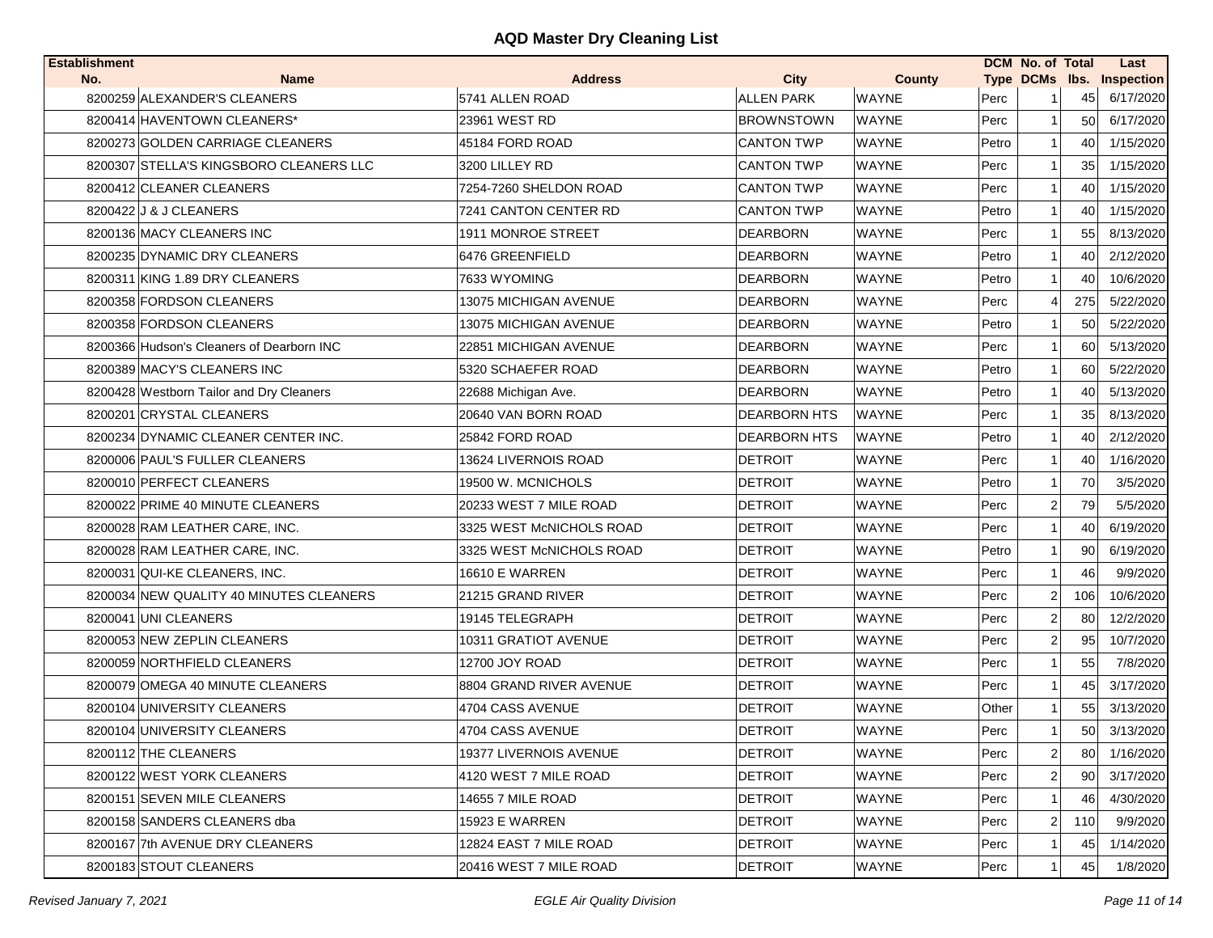# AQD Master Dry Cleaning List

| Establishment No. | Name | Address | City | County | DCM Type | No. of DCMs | Total lbs. | Last Inspection |
|---|---|---|---|---|---|---|---|---|
| 8200259 | ALEXANDER'S CLEANERS | 5741 ALLEN ROAD | ALLEN PARK | WAYNE | Perc | 1 | 45 | 6/17/2020 |
| 8200414 | HAVENTOWN CLEANERS* | 23961 WEST RD | BROWNSTOWN | WAYNE | Perc | 1 | 50 | 6/17/2020 |
| 8200273 | GOLDEN CARRIAGE CLEANERS | 45184 FORD ROAD | CANTON TWP | WAYNE | Petro | 1 | 40 | 1/15/2020 |
| 8200307 | STELLA'S KINGSBORO CLEANERS LLC | 3200 LILLEY RD | CANTON TWP | WAYNE | Perc | 1 | 35 | 1/15/2020 |
| 8200412 | CLEANER CLEANERS | 7254-7260 SHELDON ROAD | CANTON TWP | WAYNE | Perc | 1 | 40 | 1/15/2020 |
| 8200422 | J & J CLEANERS | 7241 CANTON CENTER RD | CANTON TWP | WAYNE | Petro | 1 | 40 | 1/15/2020 |
| 8200136 | MACY CLEANERS INC | 1911 MONROE STREET | DEARBORN | WAYNE | Perc | 1 | 55 | 8/13/2020 |
| 8200235 | DYNAMIC DRY CLEANERS | 6476 GREENFIELD | DEARBORN | WAYNE | Petro | 1 | 40 | 2/12/2020 |
| 8200311 | KING 1.89 DRY CLEANERS | 7633 WYOMING | DEARBORN | WAYNE | Petro | 1 | 40 | 10/6/2020 |
| 8200358 | FORDSON CLEANERS | 13075 MICHIGAN AVENUE | DEARBORN | WAYNE | Perc | 4 | 275 | 5/22/2020 |
| 8200358 | FORDSON CLEANERS | 13075 MICHIGAN AVENUE | DEARBORN | WAYNE | Petro | 1 | 50 | 5/22/2020 |
| 8200366 | Hudson's Cleaners of Dearborn INC | 22851 MICHIGAN AVENUE | DEARBORN | WAYNE | Perc | 1 | 60 | 5/13/2020 |
| 8200389 | MACY'S CLEANERS INC | 5320 SCHAEFER ROAD | DEARBORN | WAYNE | Petro | 1 | 60 | 5/22/2020 |
| 8200428 | Westborn Tailor and Dry Cleaners | 22688 Michigan Ave. | DEARBORN | WAYNE | Petro | 1 | 40 | 5/13/2020 |
| 8200201 | CRYSTAL CLEANERS | 20640 VAN BORN ROAD | DEARBORN HTS | WAYNE | Perc | 1 | 35 | 8/13/2020 |
| 8200234 | DYNAMIC CLEANER CENTER INC. | 25842 FORD ROAD | DEARBORN HTS | WAYNE | Petro | 1 | 40 | 2/12/2020 |
| 8200006 | PAUL'S FULLER CLEANERS | 13624 LIVERNOIS ROAD | DETROIT | WAYNE | Perc | 1 | 40 | 1/16/2020 |
| 8200010 | PERFECT CLEANERS | 19500 W. MCNICHOLS | DETROIT | WAYNE | Petro | 1 | 70 | 3/5/2020 |
| 8200022 | PRIME 40 MINUTE CLEANERS | 20233 WEST 7 MILE ROAD | DETROIT | WAYNE | Perc | 2 | 79 | 5/5/2020 |
| 8200028 | RAM LEATHER CARE, INC. | 3325 WEST McNICHOLS ROAD | DETROIT | WAYNE | Perc | 1 | 40 | 6/19/2020 |
| 8200028 | RAM LEATHER CARE, INC. | 3325 WEST McNICHOLS ROAD | DETROIT | WAYNE | Petro | 1 | 90 | 6/19/2020 |
| 8200031 | QUI-KE CLEANERS, INC. | 16610 E WARREN | DETROIT | WAYNE | Perc | 1 | 46 | 9/9/2020 |
| 8200034 | NEW QUALITY 40 MINUTES CLEANERS | 21215 GRAND RIVER | DETROIT | WAYNE | Perc | 2 | 106 | 10/6/2020 |
| 8200041 | UNI CLEANERS | 19145 TELEGRAPH | DETROIT | WAYNE | Perc | 2 | 80 | 12/2/2020 |
| 8200053 | NEW ZEPLIN CLEANERS | 10311 GRATIOT AVENUE | DETROIT | WAYNE | Perc | 2 | 95 | 10/7/2020 |
| 8200059 | NORTHFIELD CLEANERS | 12700 JOY ROAD | DETROIT | WAYNE | Perc | 1 | 55 | 7/8/2020 |
| 8200079 | OMEGA 40 MINUTE CLEANERS | 8804 GRAND RIVER AVENUE | DETROIT | WAYNE | Perc | 1 | 45 | 3/17/2020 |
| 8200104 | UNIVERSITY CLEANERS | 4704 CASS AVENUE | DETROIT | WAYNE | Other | 1 | 55 | 3/13/2020 |
| 8200104 | UNIVERSITY CLEANERS | 4704 CASS AVENUE | DETROIT | WAYNE | Perc | 1 | 50 | 3/13/2020 |
| 8200112 | THE CLEANERS | 19377 LIVERNOIS AVENUE | DETROIT | WAYNE | Perc | 2 | 80 | 1/16/2020 |
| 8200122 | WEST YORK CLEANERS | 4120 WEST 7 MILE ROAD | DETROIT | WAYNE | Perc | 2 | 90 | 3/17/2020 |
| 8200151 | SEVEN MILE CLEANERS | 14655 7 MILE ROAD | DETROIT | WAYNE | Perc | 1 | 46 | 4/30/2020 |
| 8200158 | SANDERS CLEANERS dba | 15923 E WARREN | DETROIT | WAYNE | Perc | 2 | 110 | 9/9/2020 |
| 8200167 | 7th AVENUE DRY CLEANERS | 12824 EAST 7 MILE ROAD | DETROIT | WAYNE | Perc | 1 | 45 | 1/14/2020 |
| 8200183 | STOUT CLEANERS | 20416 WEST 7 MILE ROAD | DETROIT | WAYNE | Perc | 1 | 45 | 1/8/2020 |

*Revised January 7, 2021* — *EGLE Air Quality Division*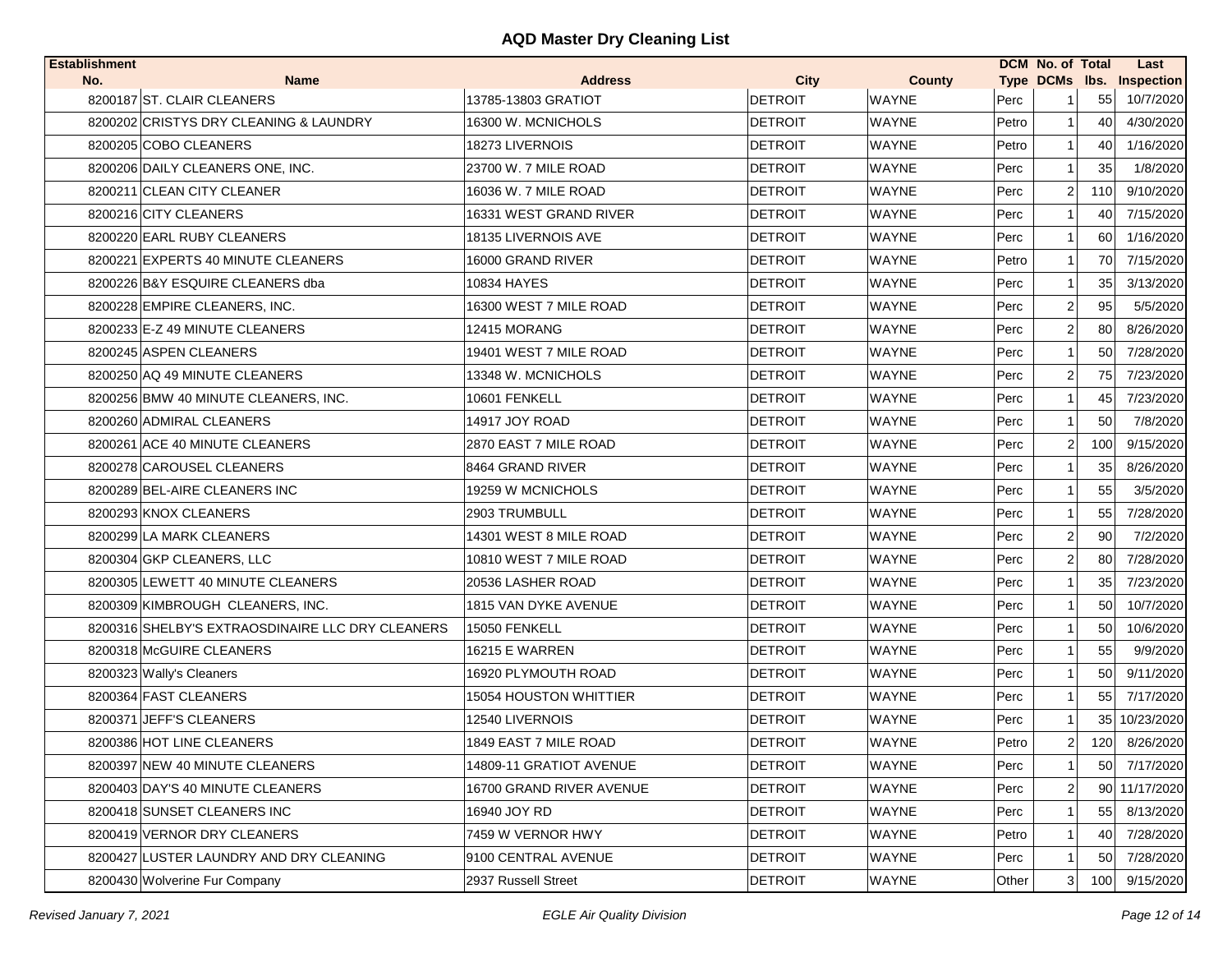# AQD Master Dry Cleaning List

| Establishment No. | Name | Address | City | County | DCM Type | No. of DCMs | Total lbs. | Last Inspection |
|---|---|---|---|---|---|---|---|---|
| 8200187 | ST. CLAIR CLEANERS | 13785-13803 GRATIOT | DETROIT | WAYNE | Perc | 1 | 55 | 10/7/2020 |
| 8200202 | CRISTYS DRY CLEANING & LAUNDRY | 16300 W. MCNICHOLS | DETROIT | WAYNE | Petro | 1 | 40 | 4/30/2020 |
| 8200205 | COBO CLEANERS | 18273 LIVERNOIS | DETROIT | WAYNE | Petro | 1 | 40 | 1/16/2020 |
| 8200206 | DAILY CLEANERS ONE, INC. | 23700 W. 7 MILE ROAD | DETROIT | WAYNE | Perc | 1 | 35 | 1/8/2020 |
| 8200211 | CLEAN CITY CLEANER | 16036 W. 7 MILE ROAD | DETROIT | WAYNE | Perc | 2 | 110 | 9/10/2020 |
| 8200216 | CITY CLEANERS | 16331 WEST GRAND RIVER | DETROIT | WAYNE | Perc | 1 | 40 | 7/15/2020 |
| 8200220 | EARL RUBY CLEANERS | 18135 LIVERNOIS AVE | DETROIT | WAYNE | Perc | 1 | 60 | 1/16/2020 |
| 8200221 | EXPERTS 40 MINUTE CLEANERS | 16000 GRAND RIVER | DETROIT | WAYNE | Petro | 1 | 70 | 7/15/2020 |
| 8200226 | B&Y ESQUIRE CLEANERS dba | 10834 HAYES | DETROIT | WAYNE | Perc | 1 | 35 | 3/13/2020 |
| 8200228 | EMPIRE CLEANERS, INC. | 16300 WEST 7 MILE ROAD | DETROIT | WAYNE | Perc | 2 | 95 | 5/5/2020 |
| 8200233 | E-Z 49 MINUTE CLEANERS | 12415 MORANG | DETROIT | WAYNE | Perc | 2 | 80 | 8/26/2020 |
| 8200245 | ASPEN CLEANERS | 19401 WEST 7 MILE ROAD | DETROIT | WAYNE | Perc | 1 | 50 | 7/28/2020 |
| 8200250 | AQ 49 MINUTE CLEANERS | 13348 W. MCNICHOLS | DETROIT | WAYNE | Perc | 2 | 75 | 7/23/2020 |
| 8200256 | BMW 40 MINUTE CLEANERS, INC. | 10601 FENKELL | DETROIT | WAYNE | Perc | 1 | 45 | 7/23/2020 |
| 8200260 | ADMIRAL CLEANERS | 14917 JOY ROAD | DETROIT | WAYNE | Perc | 1 | 50 | 7/8/2020 |
| 8200261 | ACE 40 MINUTE CLEANERS | 2870 EAST 7 MILE ROAD | DETROIT | WAYNE | Perc | 2 | 100 | 9/15/2020 |
| 8200278 | CAROUSEL CLEANERS | 8464 GRAND RIVER | DETROIT | WAYNE | Perc | 1 | 35 | 8/26/2020 |
| 8200289 | BEL-AIRE CLEANERS INC | 19259 W MCNICHOLS | DETROIT | WAYNE | Perc | 1 | 55 | 3/5/2020 |
| 8200293 | KNOX CLEANERS | 2903 TRUMBULL | DETROIT | WAYNE | Perc | 1 | 55 | 7/28/2020 |
| 8200299 | LA MARK CLEANERS | 14301 WEST 8 MILE ROAD | DETROIT | WAYNE | Perc | 2 | 90 | 7/2/2020 |
| 8200304 | GKP CLEANERS, LLC | 10810 WEST 7 MILE ROAD | DETROIT | WAYNE | Perc | 2 | 80 | 7/28/2020 |
| 8200305 | LEWETT 40 MINUTE CLEANERS | 20536 LASHER ROAD | DETROIT | WAYNE | Perc | 1 | 35 | 7/23/2020 |
| 8200309 | KIMBROUGH CLEANERS, INC. | 1815 VAN DYKE AVENUE | DETROIT | WAYNE | Perc | 1 | 50 | 10/7/2020 |
| 8200316 | SHELBY'S EXTRAOSDINAIRE LLC DRY CLEANERS | 15050 FENKELL | DETROIT | WAYNE | Perc | 1 | 50 | 10/6/2020 |
| 8200318 | McGUIRE CLEANERS | 16215 E WARREN | DETROIT | WAYNE | Perc | 1 | 55 | 9/9/2020 |
| 8200323 | Wally's Cleaners | 16920 PLYMOUTH ROAD | DETROIT | WAYNE | Perc | 1 | 50 | 9/11/2020 |
| 8200364 | FAST CLEANERS | 15054 HOUSTON WHITTIER | DETROIT | WAYNE | Perc | 1 | 55 | 7/17/2020 |
| 8200371 | JEFF'S CLEANERS | 12540 LIVERNOIS | DETROIT | WAYNE | Perc | 1 | 35 | 10/23/2020 |
| 8200386 | HOT LINE CLEANERS | 1849 EAST 7 MILE ROAD | DETROIT | WAYNE | Petro | 2 | 120 | 8/26/2020 |
| 8200397 | NEW 40 MINUTE CLEANERS | 14809-11 GRATIOT AVENUE | DETROIT | WAYNE | Perc | 1 | 50 | 7/17/2020 |
| 8200403 | DAY'S 40 MINUTE CLEANERS | 16700 GRAND RIVER AVENUE | DETROIT | WAYNE | Perc | 2 | 90 | 11/17/2020 |
| 8200418 | SUNSET CLEANERS INC | 16940 JOY RD | DETROIT | WAYNE | Perc | 1 | 55 | 8/13/2020 |
| 8200419 | VERNOR DRY CLEANERS | 7459 W VERNOR HWY | DETROIT | WAYNE | Petro | 1 | 40 | 7/28/2020 |
| 8200427 | LUSTER LAUNDRY AND DRY CLEANING | 9100 CENTRAL AVENUE | DETROIT | WAYNE | Perc | 1 | 50 | 7/28/2020 |
| 8200430 | Wolverine Fur Company | 2937 Russell Street | DETROIT | WAYNE | Other | 3 | 100 | 9/15/2020 |

*Revised January 7, 2021* *EGLE Air Quality Division*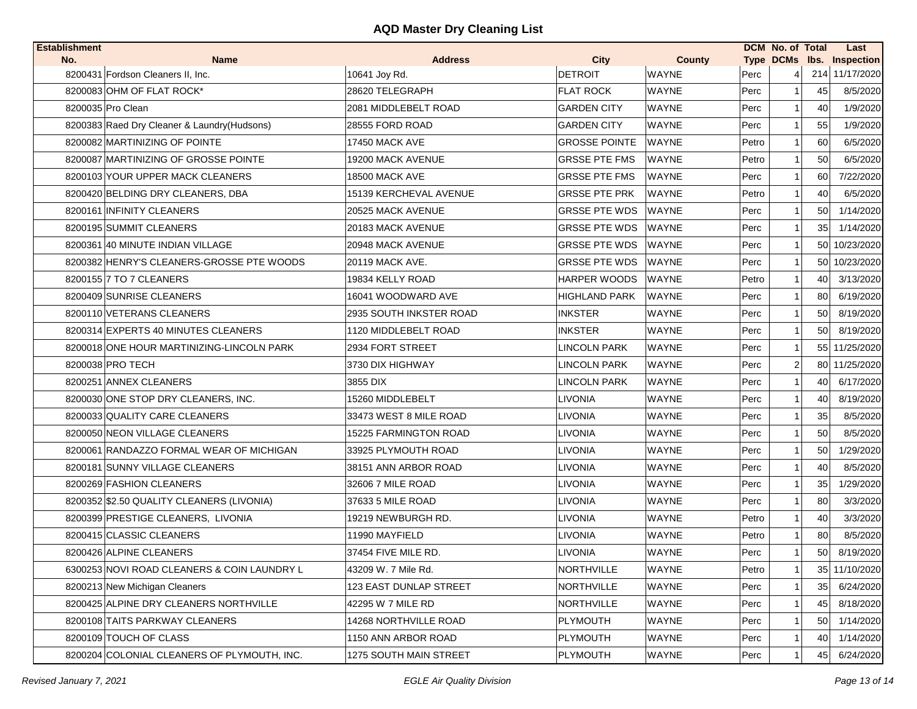## AQD Master Dry Cleaning List

| Establishment No. | Name | Address | City | County | DCM Type | No. of DCMs | Total lbs. | Last Inspection |
|---|---|---|---|---|---|---|---|---|
| 8200431 | Fordson Cleaners II, Inc. | 10641 Joy Rd. | DETROIT | WAYNE | Perc | 4 | 214 | 11/17/2020 |
| 8200083 | OHM OF FLAT ROCK* | 28620 TELEGRAPH | FLAT ROCK | WAYNE | Perc | 1 | 45 | 8/5/2020 |
| 8200035 | Pro Clean | 2081 MIDDLEBELT ROAD | GARDEN CITY | WAYNE | Perc | 1 | 40 | 1/9/2020 |
| 8200383 | Raed Dry Cleaner & Laundry(Hudsons) | 28555 FORD ROAD | GARDEN CITY | WAYNE | Perc | 1 | 55 | 1/9/2020 |
| 8200082 | MARTINIZING OF POINTE | 17450 MACK AVE | GROSSE POINTE | WAYNE | Petro | 1 | 60 | 6/5/2020 |
| 8200087 | MARTINIZING OF GROSSE POINTE | 19200 MACK AVENUE | GRSSE PTE FMS | WAYNE | Petro | 1 | 50 | 6/5/2020 |
| 8200103 | YOUR UPPER MACK CLEANERS | 18500 MACK AVE | GRSSE PTE FMS | WAYNE | Perc | 1 | 60 | 7/22/2020 |
| 8200420 | BELDING DRY CLEANERS, DBA | 15139 KERCHEVAL AVENUE | GRSSE PTE PRK | WAYNE | Petro | 1 | 40 | 6/5/2020 |
| 8200161 | INFINITY CLEANERS | 20525 MACK AVENUE | GRSSE PTE WDS | WAYNE | Perc | 1 | 50 | 1/14/2020 |
| 8200195 | SUMMIT CLEANERS | 20183 MACK AVENUE | GRSSE PTE WDS | WAYNE | Perc | 1 | 35 | 1/14/2020 |
| 8200361 | 40 MINUTE INDIAN VILLAGE | 20948 MACK AVENUE | GRSSE PTE WDS | WAYNE | Perc | 1 | 50 | 10/23/2020 |
| 8200382 | HENRY'S CLEANERS-GROSSE PTE WOODS | 20119 MACK AVE. | GRSSE PTE WDS | WAYNE | Perc | 1 | 50 | 10/23/2020 |
| 8200155 | 7 TO 7 CLEANERS | 19834 KELLY ROAD | HARPER WOODS | WAYNE | Petro | 1 | 40 | 3/13/2020 |
| 8200409 | SUNRISE CLEANERS | 16041 WOODWARD AVE | HIGHLAND PARK | WAYNE | Perc | 1 | 80 | 6/19/2020 |
| 8200110 | VETERANS CLEANERS | 2935 SOUTH INKSTER ROAD | INKSTER | WAYNE | Perc | 1 | 50 | 8/19/2020 |
| 8200314 | EXPERTS 40 MINUTES CLEANERS | 1120 MIDDLEBELT ROAD | INKSTER | WAYNE | Perc | 1 | 50 | 8/19/2020 |
| 8200018 | ONE HOUR MARTINIZING-LINCOLN PARK | 2934 FORT STREET | LINCOLN PARK | WAYNE | Perc | 1 | 55 | 11/25/2020 |
| 8200038 | PRO TECH | 3730 DIX HIGHWAY | LINCOLN PARK | WAYNE | Perc | 2 | 80 | 11/25/2020 |
| 8200251 | ANNEX CLEANERS | 3855 DIX | LINCOLN PARK | WAYNE | Perc | 1 | 40 | 6/17/2020 |
| 8200030 | ONE STOP DRY CLEANERS, INC. | 15260 MIDDLEBELT | LIVONIA | WAYNE | Perc | 1 | 40 | 8/19/2020 |
| 8200033 | QUALITY CARE CLEANERS | 33473 WEST 8 MILE ROAD | LIVONIA | WAYNE | Perc | 1 | 35 | 8/5/2020 |
| 8200050 | NEON VILLAGE CLEANERS | 15225 FARMINGTON ROAD | LIVONIA | WAYNE | Perc | 1 | 50 | 8/5/2020 |
| 8200061 | RANDAZZO FORMAL WEAR OF MICHIGAN | 33925 PLYMOUTH ROAD | LIVONIA | WAYNE | Perc | 1 | 50 | 1/29/2020 |
| 8200181 | SUNNY VILLAGE CLEANERS | 38151 ANN ARBOR ROAD | LIVONIA | WAYNE | Perc | 1 | 40 | 8/5/2020 |
| 8200269 | FASHION CLEANERS | 32606 7 MILE ROAD | LIVONIA | WAYNE | Perc | 1 | 35 | 1/29/2020 |
| 8200352 | $2.50 QUALITY CLEANERS (LIVONIA) | 37633 5 MILE ROAD | LIVONIA | WAYNE | Perc | 1 | 80 | 3/3/2020 |
| 8200399 | PRESTIGE CLEANERS, LIVONIA | 19219 NEWBURGH RD. | LIVONIA | WAYNE | Petro | 1 | 40 | 3/3/2020 |
| 8200415 | CLASSIC CLEANERS | 11990 MAYFIELD | LIVONIA | WAYNE | Petro | 1 | 80 | 8/5/2020 |
| 8200426 | ALPINE CLEANERS | 37454 FIVE MILE RD. | LIVONIA | WAYNE | Perc | 1 | 50 | 8/19/2020 |
| 6300253 | NOVI ROAD CLEANERS & COIN LAUNDRY L | 43209 W. 7 Mile Rd. | NORTHVILLE | WAYNE | Petro | 1 | 35 | 11/10/2020 |
| 8200213 | New Michigan Cleaners | 123 EAST DUNLAP STREET | NORTHVILLE | WAYNE | Perc | 1 | 35 | 6/24/2020 |
| 8200425 | ALPINE DRY CLEANERS NORTHVILLE | 42295 W 7 MILE RD | NORTHVILLE | WAYNE | Perc | 1 | 45 | 8/18/2020 |
| 8200108 | TAITS PARKWAY CLEANERS | 14268 NORTHVILLE ROAD | PLYMOUTH | WAYNE | Perc | 1 | 50 | 1/14/2020 |
| 8200109 | TOUCH OF CLASS | 1150 ANN ARBOR ROAD | PLYMOUTH | WAYNE | Perc | 1 | 40 | 1/14/2020 |
| 8200204 | COLONIAL CLEANERS OF PLYMOUTH, INC. | 1275 SOUTH MAIN STREET | PLYMOUTH | WAYNE | Perc | 1 | 45 | 6/24/2020 |

*Revised January 7, 2021* — *EGLE Air Quality Division*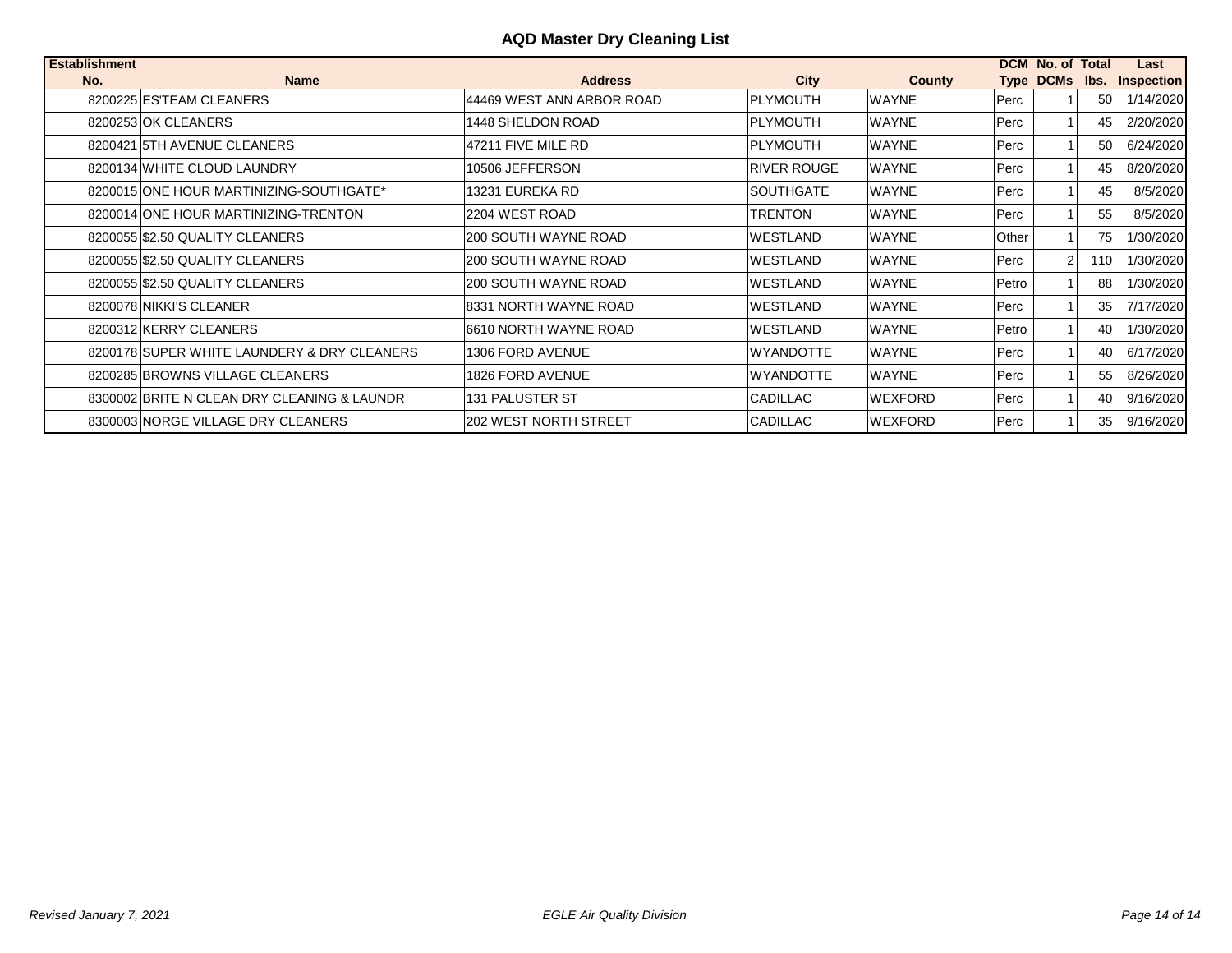## AQD Master Dry Cleaning List

| Establishment No. | Name | Address | City | County | DCM Type | No. of DCMs | Total lbs. | Last Inspection |
|---|---|---|---|---|---|---|---|---|
| 8200225 | ES'TEAM CLEANERS | 44469 WEST ANN ARBOR ROAD | PLYMOUTH | WAYNE | Perc | 1 | 50 | 1/14/2020 |
| 8200253 | OK CLEANERS | 1448 SHELDON ROAD | PLYMOUTH | WAYNE | Perc | 1 | 45 | 2/20/2020 |
| 8200421 | 5TH AVENUE CLEANERS | 47211 FIVE MILE RD | PLYMOUTH | WAYNE | Perc | 1 | 50 | 6/24/2020 |
| 8200134 | WHITE CLOUD LAUNDRY | 10506 JEFFERSON | RIVER ROUGE | WAYNE | Perc | 1 | 45 | 8/20/2020 |
| 8200015 | ONE HOUR MARTINIZING-SOUTHGATE* | 13231 EUREKA RD | SOUTHGATE | WAYNE | Perc | 1 | 45 | 8/5/2020 |
| 8200014 | ONE HOUR MARTINIZING-TRENTON | 2204 WEST ROAD | TRENTON | WAYNE | Perc | 1 | 55 | 8/5/2020 |
| 8200055 | $2.50 QUALITY CLEANERS | 200 SOUTH WAYNE ROAD | WESTLAND | WAYNE | Other | 1 | 75 | 1/30/2020 |
| 8200055 | $2.50 QUALITY CLEANERS | 200 SOUTH WAYNE ROAD | WESTLAND | WAYNE | Perc | 2 | 110 | 1/30/2020 |
| 8200055 | $2.50 QUALITY CLEANERS | 200 SOUTH WAYNE ROAD | WESTLAND | WAYNE | Petro | 1 | 88 | 1/30/2020 |
| 8200078 | NIKKI'S CLEANER | 8331 NORTH WAYNE ROAD | WESTLAND | WAYNE | Perc | 1 | 35 | 7/17/2020 |
| 8200312 | KERRY CLEANERS | 6610 NORTH WAYNE ROAD | WESTLAND | WAYNE | Petro | 1 | 40 | 1/30/2020 |
| 8200178 | SUPER WHITE LAUNDERY & DRY CLEANERS | 1306 FORD AVENUE | WYANDOTTE | WAYNE | Perc | 1 | 40 | 6/17/2020 |
| 8200285 | BROWNS VILLAGE CLEANERS | 1826 FORD AVENUE | WYANDOTTE | WAYNE | Perc | 1 | 55 | 8/26/2020 |
| 8300002 | BRITE N CLEAN DRY CLEANING & LAUNDR | 131 PALUSTER ST | CADILLAC | WEXFORD | Perc | 1 | 40 | 9/16/2020 |
| 8300003 | NORGE VILLAGE DRY CLEANERS | 202 WEST NORTH STREET | CADILLAC | WEXFORD | Perc | 1 | 35 | 9/16/2020 |